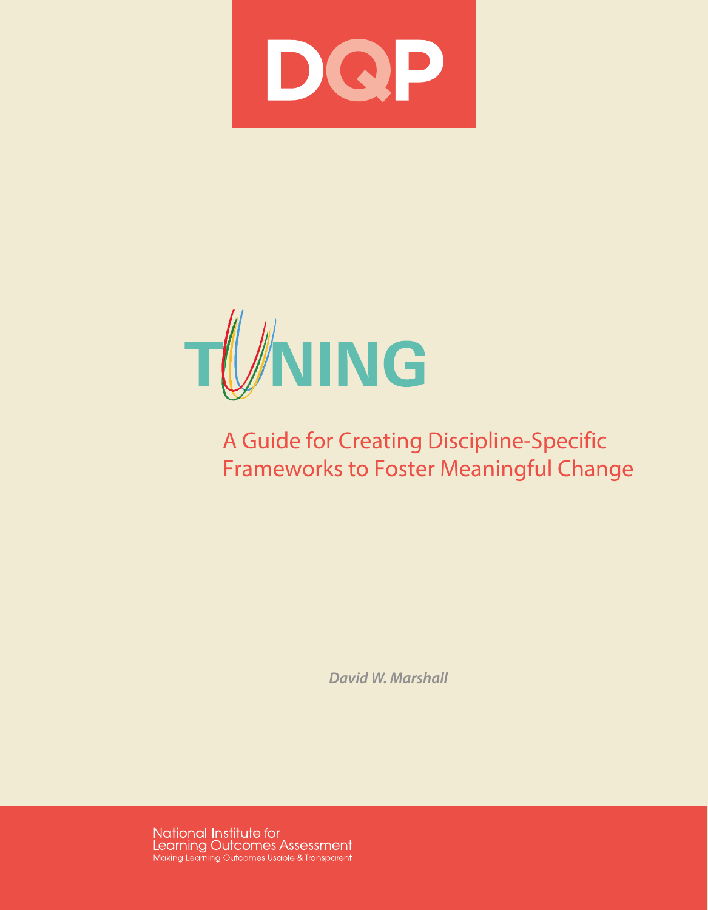# DQP

# TUNING

## A Guide for Creating Discipline-Specific Frameworks to Foster Meaningful Change

***David W. Marshall***

National Institute for Learning Outcomes Assessment
Making Learning Outcomes Usable & Transparent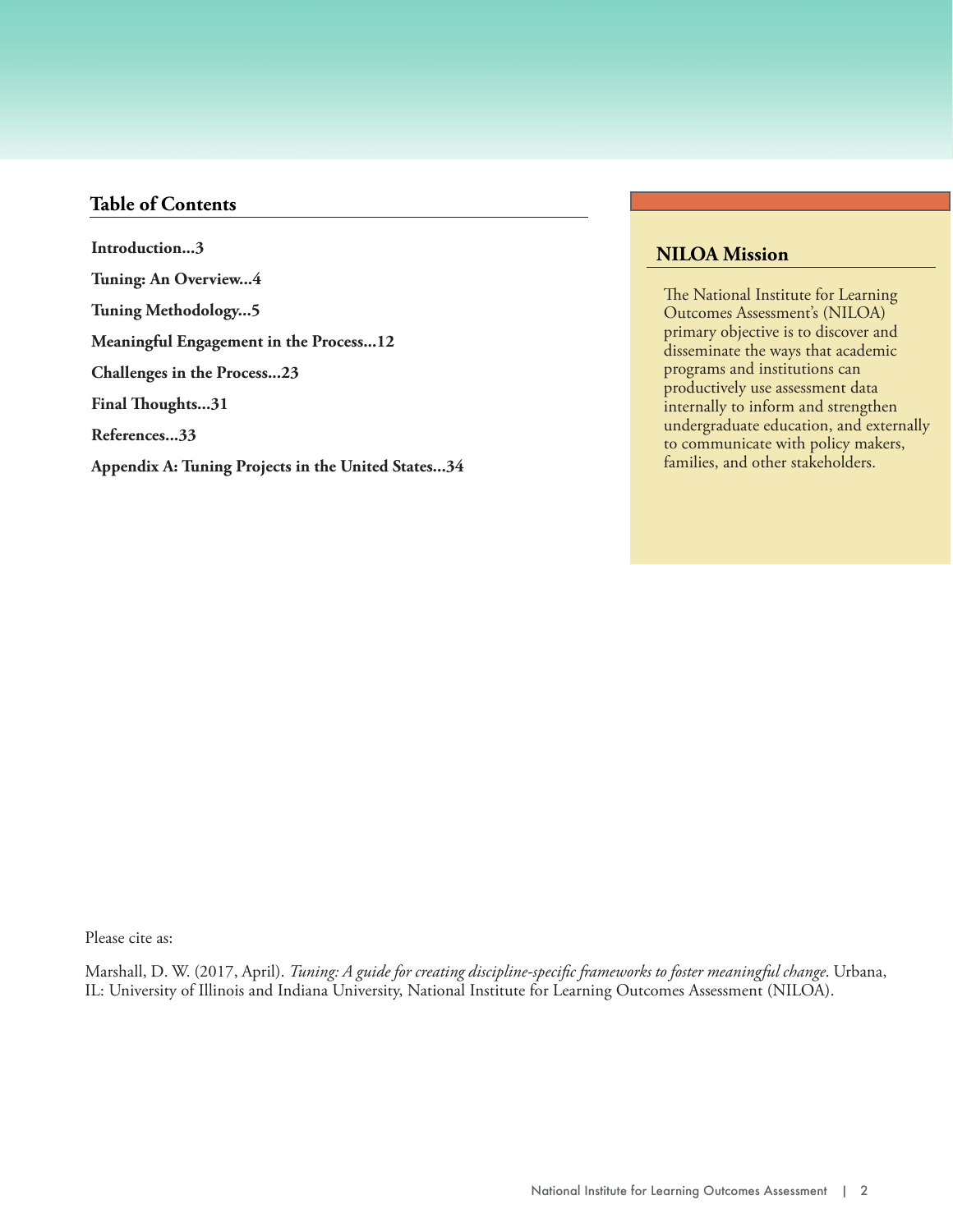## Table of Contents

**Introduction...3**

**Tuning: An Overview...4**

**Tuning Methodology...5**

**Meaningful Engagement in the Process...12**

**Challenges in the Process...23**

**Final Thoughts...31**

**References...33**

**Appendix A: Tuning Projects in the United States...34**

## NILOA Mission

The National Institute for Learning Outcomes Assessment's (NILOA) primary objective is to discover and disseminate the ways that academic programs and institutions can productively use assessment data internally to inform and strengthen undergraduate education, and externally to communicate with policy makers, families, and other stakeholders.

Please cite as:

Marshall, D. W. (2017, April). *Tuning: A guide for creating discipline-specific frameworks to foster meaningful change*. Urbana, IL: University of Illinois and Indiana University, National Institute for Learning Outcomes Assessment (NILOA).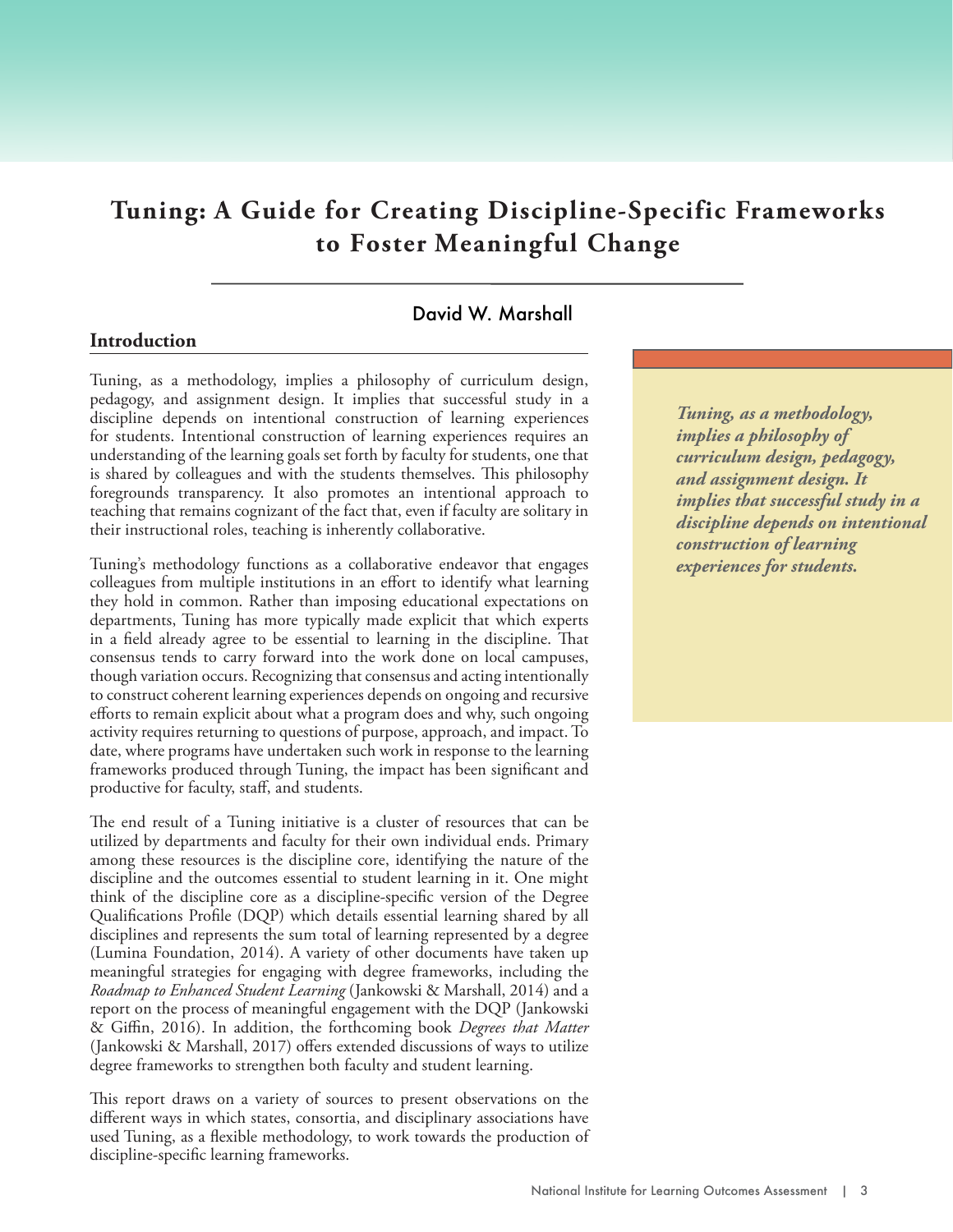# Tuning: A Guide for Creating Discipline-Specific Frameworks to Foster Meaningful Change

David W. Marshall

## Introduction

Tuning, as a methodology, implies a philosophy of curriculum design, pedagogy, and assignment design. It implies that successful study in a discipline depends on intentional construction of learning experiences for students. Intentional construction of learning experiences requires an understanding of the learning goals set forth by faculty for students, one that is shared by colleagues and with the students themselves. This philosophy foregrounds transparency. It also promotes an intentional approach to teaching that remains cognizant of the fact that, even if faculty are solitary in their instructional roles, teaching is inherently collaborative.

> ***Tuning, as a methodology, implies a philosophy of curriculum design, pedagogy, and assignment design. It implies that successful study in a discipline depends on intentional construction of learning experiences for students.***

Tuning's methodology functions as a collaborative endeavor that engages colleagues from multiple institutions in an effort to identify what learning they hold in common. Rather than imposing educational expectations on departments, Tuning has more typically made explicit that which experts in a field already agree to be essential to learning in the discipline. That consensus tends to carry forward into the work done on local campuses, though variation occurs. Recognizing that consensus and acting intentionally to construct coherent learning experiences depends on ongoing and recursive efforts to remain explicit about what a program does and why, such ongoing activity requires returning to questions of purpose, approach, and impact. To date, where programs have undertaken such work in response to the learning frameworks produced through Tuning, the impact has been significant and productive for faculty, staff, and students.

The end result of a Tuning initiative is a cluster of resources that can be utilized by departments and faculty for their own individual ends. Primary among these resources is the discipline core, identifying the nature of the discipline and the outcomes essential to student learning in it. One might think of the discipline core as a discipline-specific version of the Degree Qualifications Profile (DQP) which details essential learning shared by all disciplines and represents the sum total of learning represented by a degree (Lumina Foundation, 2014). A variety of other documents have taken up meaningful strategies for engaging with degree frameworks, including the *Roadmap to Enhanced Student Learning* (Jankowski & Marshall, 2014) and a report on the process of meaningful engagement with the DQP (Jankowski & Giffin, 2016). In addition, the forthcoming book *Degrees that Matter* (Jankowski & Marshall, 2017) offers extended discussions of ways to utilize degree frameworks to strengthen both faculty and student learning.

This report draws on a variety of sources to present observations on the different ways in which states, consortia, and disciplinary associations have used Tuning, as a flexible methodology, to work towards the production of discipline-specific learning frameworks.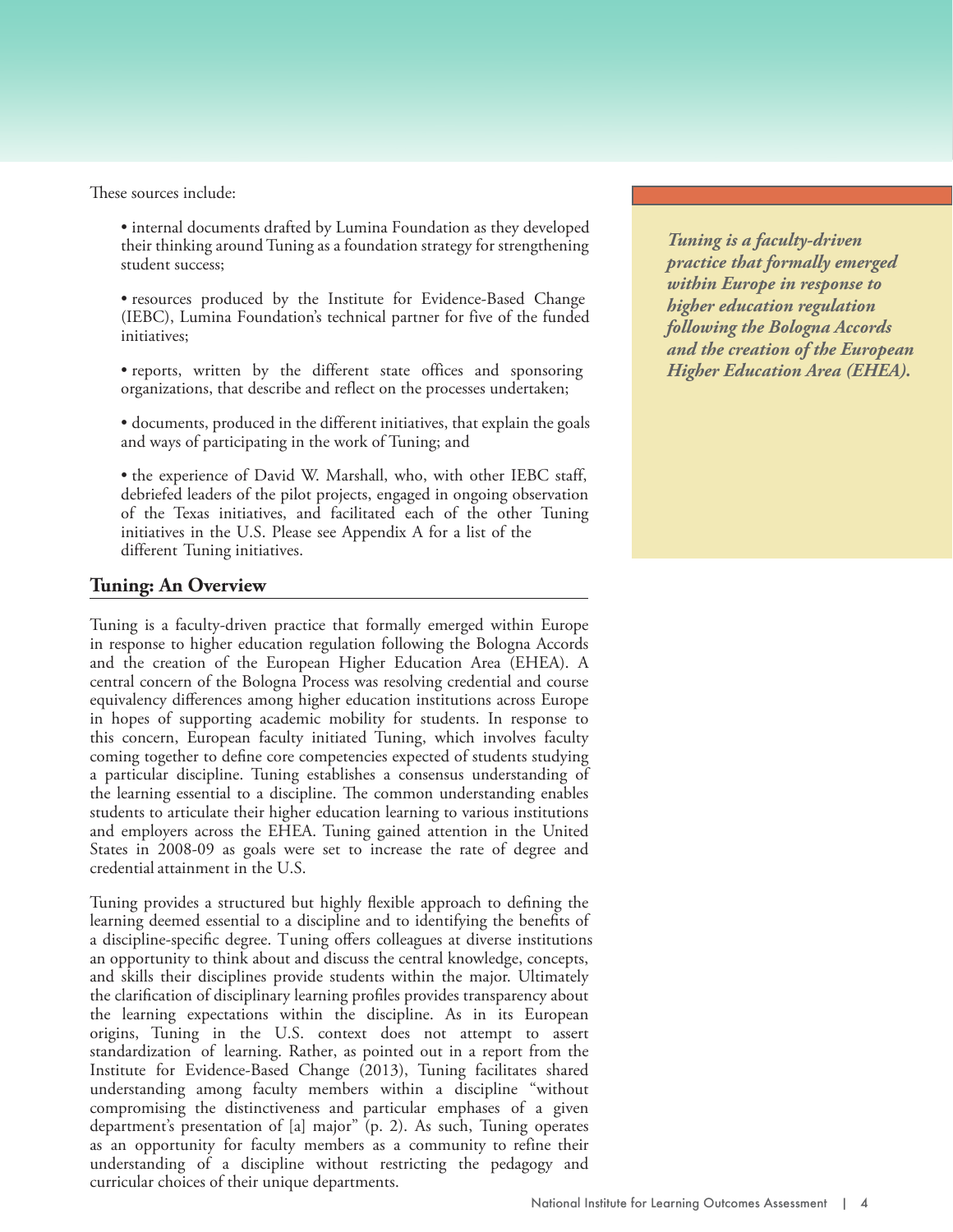These sources include:

- internal documents drafted by Lumina Foundation as they developed their thinking around Tuning as a foundation strategy for strengthening student success;
- resources produced by the Institute for Evidence-Based Change (IEBC), Lumina Foundation's technical partner for five of the funded initiatives;
- reports, written by the different state offices and sponsoring organizations, that describe and reflect on the processes undertaken;
- documents, produced in the different initiatives, that explain the goals and ways of participating in the work of Tuning; and
- the experience of David W. Marshall, who, with other IEBC staff, debriefed leaders of the pilot projects, engaged in ongoing observation of the Texas initiatives, and facilitated each of the other Tuning initiatives in the U.S. Please see Appendix A for a list of the different Tuning initiatives.

> ***Tuning is a faculty-driven practice that formally emerged within Europe in response to higher education regulation following the Bologna Accords and the creation of the European Higher Education Area (EHEA).***

## Tuning: An Overview

Tuning is a faculty-driven practice that formally emerged within Europe in response to higher education regulation following the Bologna Accords and the creation of the European Higher Education Area (EHEA). A central concern of the Bologna Process was resolving credential and course equivalency differences among higher education institutions across Europe in hopes of supporting academic mobility for students. In response to this concern, European faculty initiated Tuning, which involves faculty coming together to define core competencies expected of students studying a particular discipline. Tuning establishes a consensus understanding of the learning essential to a discipline. The common understanding enables students to articulate their higher education learning to various institutions and employers across the EHEA. Tuning gained attention in the United States in 2008-09 as goals were set to increase the rate of degree and credential attainment in the U.S.

Tuning provides a structured but highly flexible approach to defining the learning deemed essential to a discipline and to identifying the benefits of a discipline-specific degree. Tuning offers colleagues at diverse institutions an opportunity to think about and discuss the central knowledge, concepts, and skills their disciplines provide students within the major. Ultimately the clarification of disciplinary learning profiles provides transparency about the learning expectations within the discipline. As in its European origins, Tuning in the U.S. context does not attempt to assert standardization of learning. Rather, as pointed out in a report from the Institute for Evidence-Based Change (2013), Tuning facilitates shared understanding among faculty members within a discipline "without compromising the distinctiveness and particular emphases of a given department's presentation of [a] major" (p. 2). As such, Tuning operates as an opportunity for faculty members as a community to refine their understanding of a discipline without restricting the pedagogy and curricular choices of their unique departments.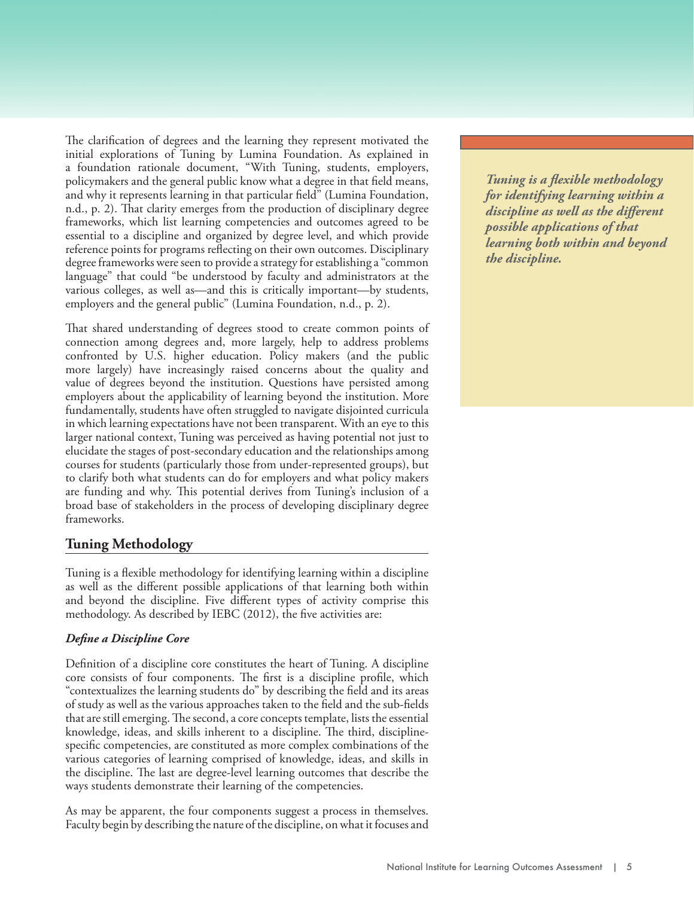The clarification of degrees and the learning they represent motivated the initial explorations of Tuning by Lumina Foundation. As explained in a foundation rationale document, "With Tuning, students, employers, policymakers and the general public know what a degree in that field means, and why it represents learning in that particular field" (Lumina Foundation, n.d., p. 2). That clarity emerges from the production of disciplinary degree frameworks, which list learning competencies and outcomes agreed to be essential to a discipline and organized by degree level, and which provide reference points for programs reflecting on their own outcomes. Disciplinary degree frameworks were seen to provide a strategy for establishing a "common language" that could "be understood by faculty and administrators at the various colleges, as well as—and this is critically important—by students, employers and the general public" (Lumina Foundation, n.d., p. 2).

That shared understanding of degrees stood to create common points of connection among degrees and, more largely, help to address problems confronted by U.S. higher education. Policy makers (and the public more largely) have increasingly raised concerns about the quality and value of degrees beyond the institution. Questions have persisted among employers about the applicability of learning beyond the institution. More fundamentally, students have often struggled to navigate disjointed curricula in which learning expectations have not been transparent. With an eye to this larger national context, Tuning was perceived as having potential not just to elucidate the stages of post-secondary education and the relationships among courses for students (particularly those from under-represented groups), but to clarify both what students can do for employers and what policy makers are funding and why. This potential derives from Tuning's inclusion of a broad base of stakeholders in the process of developing disciplinary degree frameworks.

*Tuning is a flexible methodology for identifying learning within a discipline as well as the different possible applications of that learning both within and beyond the discipline.*

## Tuning Methodology

Tuning is a flexible methodology for identifying learning within a discipline as well as the different possible applications of that learning both within and beyond the discipline. Five different types of activity comprise this methodology. As described by IEBC (2012), the five activities are:

### *Define a Discipline Core*

Definition of a discipline core constitutes the heart of Tuning. A discipline core consists of four components. The first is a discipline profile, which "contextualizes the learning students do" by describing the field and its areas of study as well as the various approaches taken to the field and the sub-fields that are still emerging. The second, a core concepts template, lists the essential knowledge, ideas, and skills inherent to a discipline. The third, discipline-specific competencies, are constituted as more complex combinations of the various categories of learning comprised of knowledge, ideas, and skills in the discipline. The last are degree-level learning outcomes that describe the ways students demonstrate their learning of the competencies.

As may be apparent, the four components suggest a process in themselves. Faculty begin by describing the nature of the discipline, on what it focuses and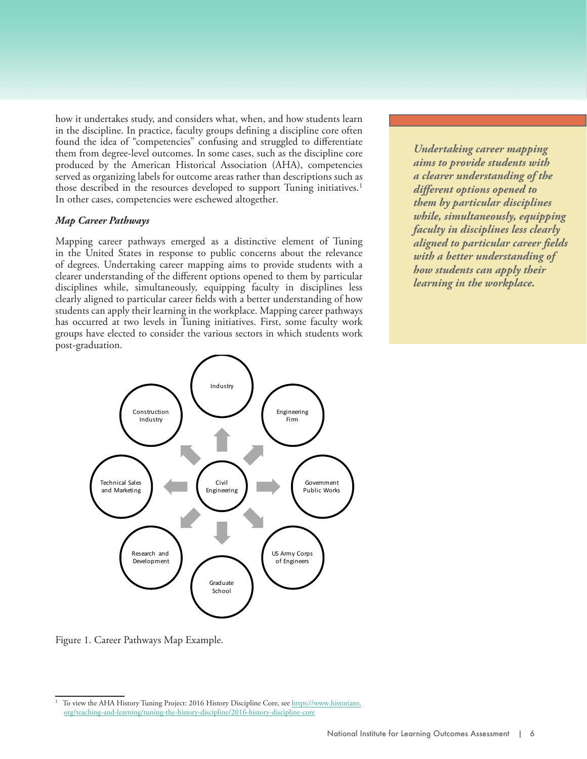how it undertakes study, and considers what, when, and how students learn in the discipline. In practice, faculty groups defining a discipline core often found the idea of "competencies" confusing and struggled to differentiate them from degree-level outcomes. In some cases, such as the discipline core produced by the American Historical Association (AHA), competencies served as organizing labels for outcome areas rather than descriptions such as those described in the resources developed to support Tuning initiatives.[1] In other cases, competencies were eschewed altogether.

### *Map Career Pathways*

Mapping career pathways emerged as a distinctive element of Tuning in the United States in response to public concerns about the relevance of degrees. Undertaking career mapping aims to provide students with a clearer understanding of the different options opened to them by particular disciplines while, simultaneously, equipping faculty in disciplines less clearly aligned to particular career fields with a better understanding of how students can apply their learning in the workplace. Mapping career pathways has occurred at two levels in Tuning initiatives. First, some faculty work groups have elected to consider the various sectors in which students work post-graduation.

> ***Undertaking career mapping aims to provide students with a clearer understanding of the different options opened to them by particular disciplines while, simultaneously, equipping faculty in disciplines less clearly aligned to particular career fields with a better understanding of how students can apply their learning in the workplace.***

Civil Engineering → Industry; Engineering Firm; Government Public Works; US Army Corps of Engineers; Graduate School; Research and Development; Technical Sales and Marketing; Construction Industry

Figure 1. Career Pathways Map Example.

---

[1] To view the AHA History Tuning Project: 2016 History Discipline Core, see https://www.historians.org/teaching-and-learning/tuning-the-history-discipline/2016-history-discipline-core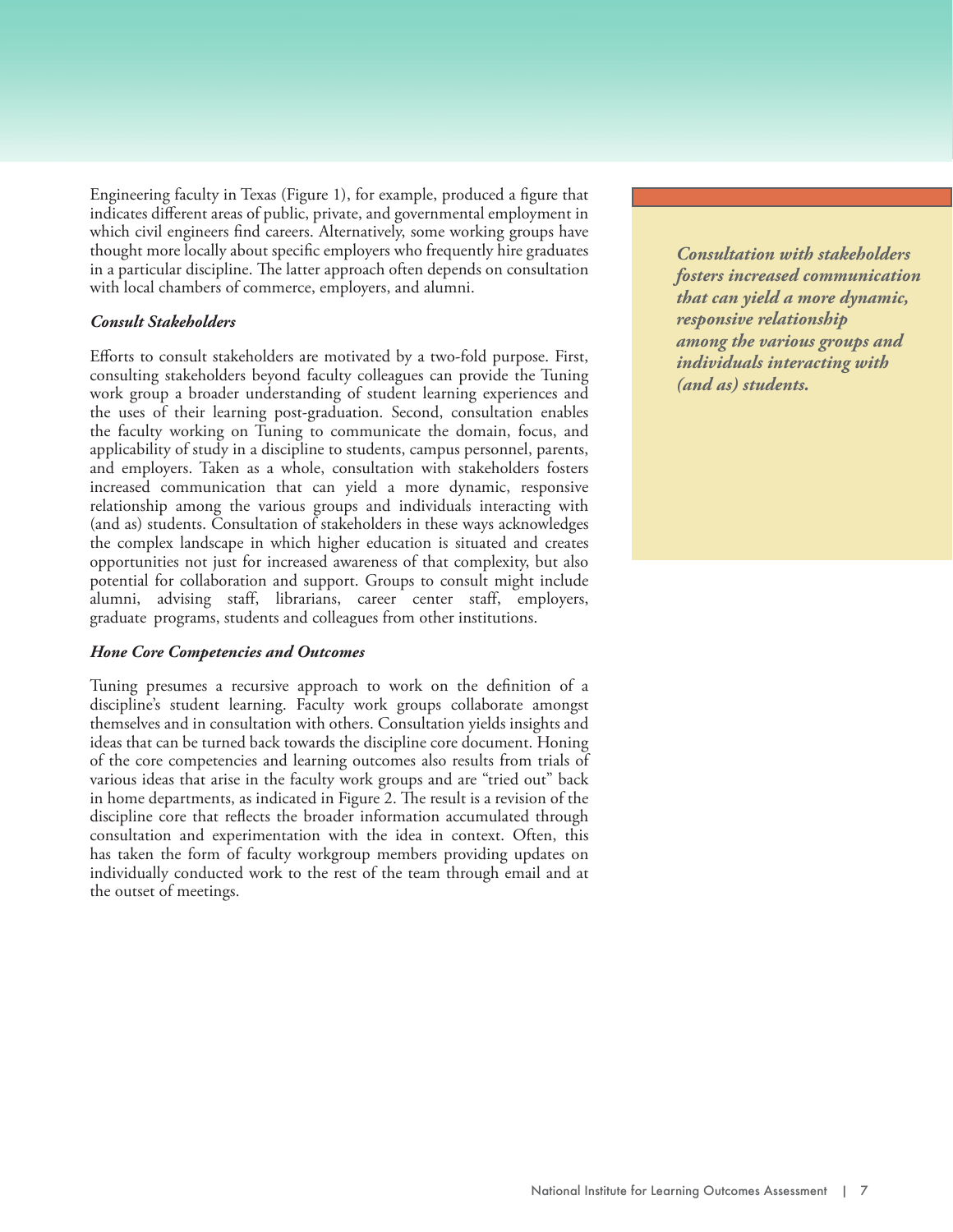Engineering faculty in Texas (Figure 1), for example, produced a figure that indicates different areas of public, private, and governmental employment in which civil engineers find careers. Alternatively, some working groups have thought more locally about specific employers who frequently hire graduates in a particular discipline. The latter approach often depends on consultation with local chambers of commerce, employers, and alumni.

***Consult Stakeholders***

Efforts to consult stakeholders are motivated by a two-fold purpose. First, consulting stakeholders beyond faculty colleagues can provide the Tuning work group a broader understanding of student learning experiences and the uses of their learning post-graduation. Second, consultation enables the faculty working on Tuning to communicate the domain, focus, and applicability of study in a discipline to students, campus personnel, parents, and employers. Taken as a whole, consultation with stakeholders fosters increased communication that can yield a more dynamic, responsive relationship among the various groups and individuals interacting with (and as) students. Consultation of stakeholders in these ways acknowledges the complex landscape in which higher education is situated and creates opportunities not just for increased awareness of that complexity, but also potential for collaboration and support. Groups to consult might include alumni, advising staff, librarians, career center staff, employers, graduate programs, students and colleagues from other institutions.

> ***Consultation with stakeholders fosters increased communication that can yield a more dynamic, responsive relationship among the various groups and individuals interacting with (and as) students.***

***Hone Core Competencies and Outcomes***

Tuning presumes a recursive approach to work on the definition of a discipline's student learning. Faculty work groups collaborate amongst themselves and in consultation with others. Consultation yields insights and ideas that can be turned back towards the discipline core document. Honing of the core competencies and learning outcomes also results from trials of various ideas that arise in the faculty work groups and are "tried out" back in home departments, as indicated in Figure 2. The result is a revision of the discipline core that reflects the broader information accumulated through consultation and experimentation with the idea in context. Often, this has taken the form of faculty workgroup members providing updates on individually conducted work to the rest of the team through email and at the outset of meetings.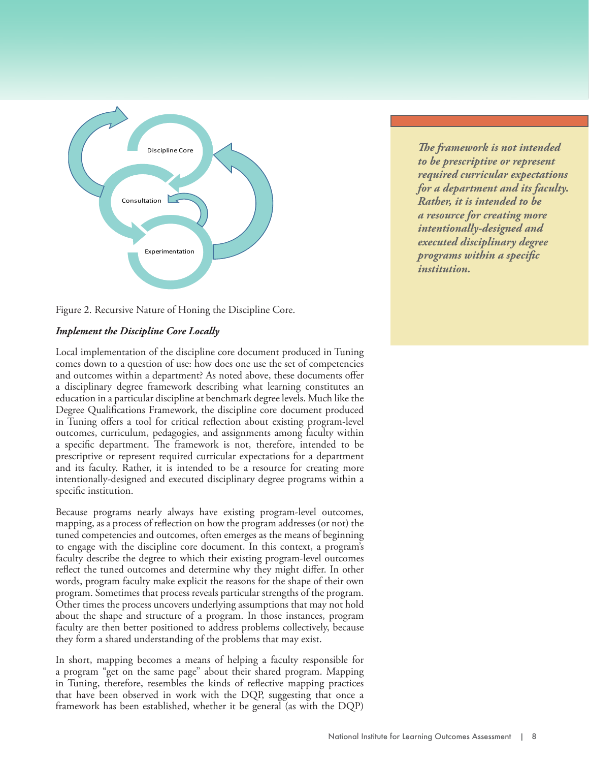Discipline Core

Consultation

Experimentation

Figure 2. Recursive Nature of Honing the Discipline Core.

***The framework is not intended to be prescriptive or represent required curricular expectations for a department and its faculty. Rather, it is intended to be a resource for creating more intentionally-designed and executed disciplinary degree programs within a specific institution.***

***Implement the Discipline Core Locally***

Local implementation of the discipline core document produced in Tuning comes down to a question of use: how does one use the set of competencies and outcomes within a department? As noted above, these documents offer a disciplinary degree framework describing what learning constitutes an education in a particular discipline at benchmark degree levels. Much like the Degree Qualifications Framework, the discipline core document produced in Tuning offers a tool for critical reflection about existing program-level outcomes, curriculum, pedagogies, and assignments among faculty within a specific department. The framework is not, therefore, intended to be prescriptive or represent required curricular expectations for a department and its faculty. Rather, it is intended to be a resource for creating more intentionally-designed and executed disciplinary degree programs within a specific institution.

Because programs nearly always have existing program-level outcomes, mapping, as a process of reflection on how the program addresses (or not) the tuned competencies and outcomes, often emerges as the means of beginning to engage with the discipline core document. In this context, a program's faculty describe the degree to which their existing program-level outcomes reflect the tuned outcomes and determine why they might differ. In other words, program faculty make explicit the reasons for the shape of their own program. Sometimes that process reveals particular strengths of the program. Other times the process uncovers underlying assumptions that may not hold about the shape and structure of a program. In those instances, program faculty are then better positioned to address problems collectively, because they form a shared understanding of the problems that may exist.

In short, mapping becomes a means of helping a faculty responsible for a program "get on the same page" about their shared program. Mapping in Tuning, therefore, resembles the kinds of reflective mapping practices that have been observed in work with the DQP, suggesting that once a framework has been established, whether it be general (as with the DQP)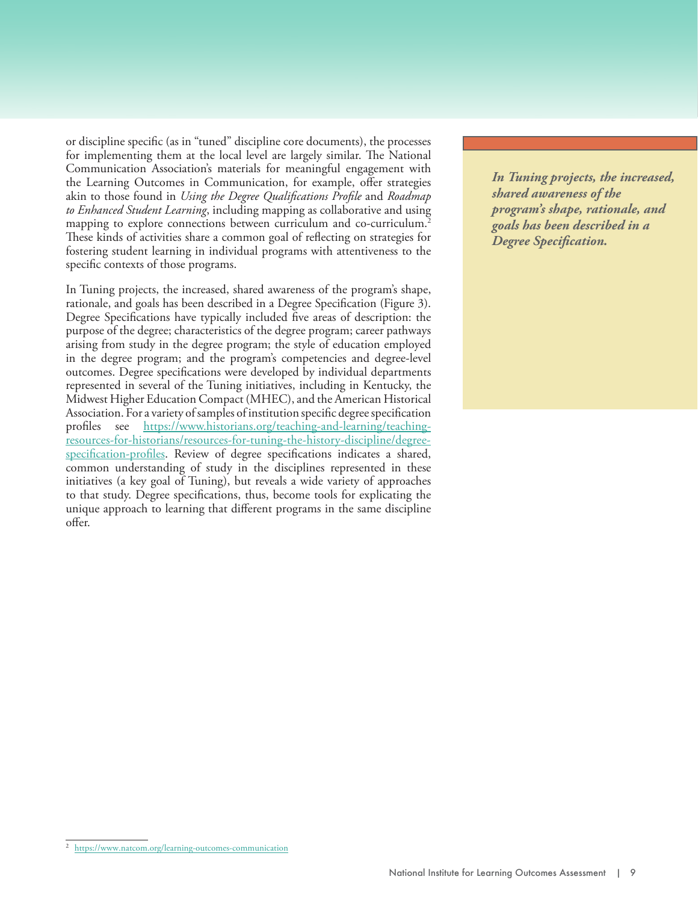or discipline specific (as in "tuned" discipline core documents), the processes for implementing them at the local level are largely similar. The National Communication Association's materials for meaningful engagement with the Learning Outcomes in Communication, for example, offer strategies akin to those found in *Using the Degree Qualifications Profile* and *Roadmap to Enhanced Student Learning*, including mapping as collaborative and using mapping to explore connections between curriculum and co-curriculum.[2] These kinds of activities share a common goal of reflecting on strategies for fostering student learning in individual programs with attentiveness to the specific contexts of those programs.

In Tuning projects, the increased, shared awareness of the program's shape, rationale, and goals has been described in a Degree Specification (Figure 3). Degree Specifications have typically included five areas of description: the purpose of the degree; characteristics of the degree program; career pathways arising from study in the degree program; the style of education employed in the degree program; and the program's competencies and degree-level outcomes. Degree specifications were developed by individual departments represented in several of the Tuning initiatives, including in Kentucky, the Midwest Higher Education Compact (MHEC), and the American Historical Association. For a variety of samples of institution specific degree specification profiles see https://www.historians.org/teaching-and-learning/teaching-resources-for-historians/resources-for-tuning-the-history-discipline/degree-specification-profiles. Review of degree specifications indicates a shared, common understanding of study in the disciplines represented in these initiatives (a key goal of Tuning), but reveals a wide variety of approaches to that study. Degree specifications, thus, become tools for explicating the unique approach to learning that different programs in the same discipline offer.

***In Tuning projects, the increased, shared awareness of the program's shape, rationale, and goals has been described in a Degree Specification.***

[2] https://www.natcom.org/learning-outcomes-communication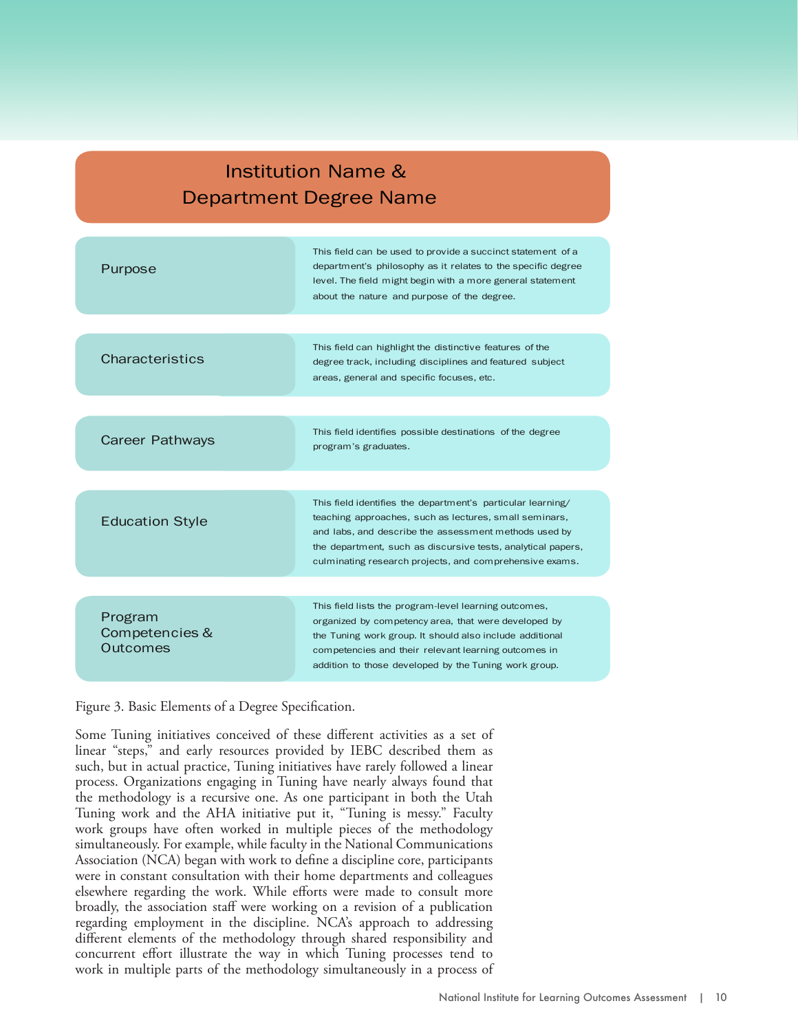| Institution Name & Department Degree Name | |
|---|---|
| Purpose | This field can be used to provide a succinct statement of a department's philosophy as it relates to the specific degree level. The field might begin with a more general statement about the nature and purpose of the degree. |
| Characteristics | This field can highlight the distinctive features of the degree track, including disciplines and featured subject areas, general and specific focuses, etc. |
| Career Pathways | This field identifies possible destinations of the degree program's graduates. |
| Education Style | This field identifies the department's particular learning/teaching approaches, such as lectures, small seminars, and labs, and describe the assessment methods used by the department, such as discursive tests, analytical papers, culminating research projects, and comprehensive exams. |
| Program Competencies & Outcomes | This field lists the program-level learning outcomes, organized by competency area, that were developed by the Tuning work group. It should also include additional competencies and their relevant learning outcomes in addition to those developed by the Tuning work group. |

Figure 3. Basic Elements of a Degree Specification.

Some Tuning initiatives conceived of these different activities as a set of linear "steps," and early resources provided by IEBC described them as such, but in actual practice, Tuning initiatives have rarely followed a linear process. Organizations engaging in Tuning have nearly always found that the methodology is a recursive one. As one participant in both the Utah Tuning work and the AHA initiative put it, "Tuning is messy." Faculty work groups have often worked in multiple pieces of the methodology simultaneously. For example, while faculty in the National Communications Association (NCA) began with work to define a discipline core, participants were in constant consultation with their home departments and colleagues elsewhere regarding the work. While efforts were made to consult more broadly, the association staff were working on a revision of a publication regarding employment in the discipline. NCA's approach to addressing different elements of the methodology through shared responsibility and concurrent effort illustrate the way in which Tuning processes tend to work in multiple parts of the methodology simultaneously in a process of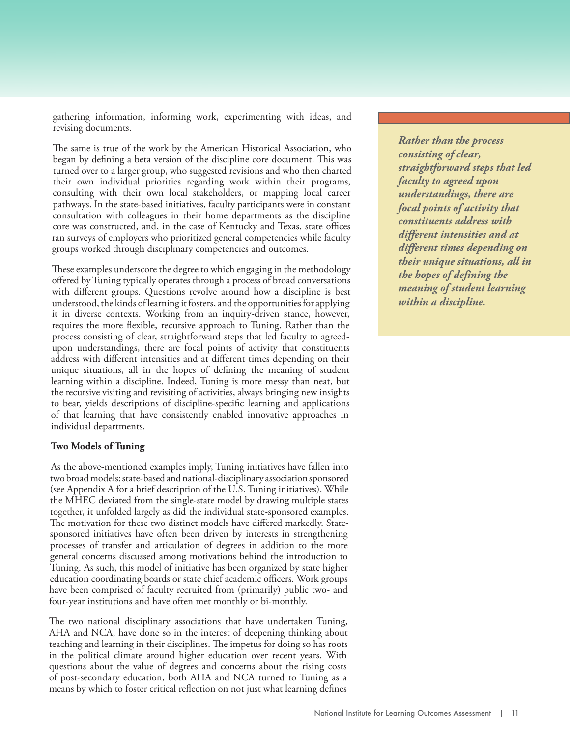gathering information, informing work, experimenting with ideas, and revising documents.

The same is true of the work by the American Historical Association, who began by defining a beta version of the discipline core document. This was turned over to a larger group, who suggested revisions and who then charted their own individual priorities regarding work within their programs, consulting with their own local stakeholders, or mapping local career pathways. In the state-based initiatives, faculty participants were in constant consultation with colleagues in their home departments as the discipline core was constructed, and, in the case of Kentucky and Texas, state offices ran surveys of employers who prioritized general competencies while faculty groups worked through disciplinary competencies and outcomes.

These examples underscore the degree to which engaging in the methodology offered by Tuning typically operates through a process of broad conversations with different groups. Questions revolve around how a discipline is best understood, the kinds of learning it fosters, and the opportunities for applying it in diverse contexts. Working from an inquiry-driven stance, however, requires the more flexible, recursive approach to Tuning. Rather than the process consisting of clear, straightforward steps that led faculty to agreed-upon understandings, there are focal points of activity that constituents address with different intensities and at different times depending on their unique situations, all in the hopes of defining the meaning of student learning within a discipline. Indeed, Tuning is more messy than neat, but the recursive visiting and revisiting of activities, always bringing new insights to bear, yields descriptions of discipline-specific learning and applications of that learning that have consistently enabled innovative approaches in individual departments.

> ***Rather than the process consisting of clear, straightforward steps that led faculty to agreed upon understandings, there are focal points of activity that constituents address with different intensities and at different times depending on their unique situations, all in the hopes of defining the meaning of student learning within a discipline.***

**Two Models of Tuning**

As the above-mentioned examples imply, Tuning initiatives have fallen into two broad models: state-based and national-disciplinary association sponsored (see Appendix A for a brief description of the U.S. Tuning initiatives). While the MHEC deviated from the single-state model by drawing multiple states together, it unfolded largely as did the individual state-sponsored examples. The motivation for these two distinct models have differed markedly. State-sponsored initiatives have often been driven by interests in strengthening processes of transfer and articulation of degrees in addition to the more general concerns discussed among motivations behind the introduction to Tuning. As such, this model of initiative has been organized by state higher education coordinating boards or state chief academic officers. Work groups have been comprised of faculty recruited from (primarily) public two- and four-year institutions and have often met monthly or bi-monthly.

The two national disciplinary associations that have undertaken Tuning, AHA and NCA, have done so in the interest of deepening thinking about teaching and learning in their disciplines. The impetus for doing so has roots in the political climate around higher education over recent years. With questions about the value of degrees and concerns about the rising costs of post-secondary education, both AHA and NCA turned to Tuning as a means by which to foster critical reflection on not just what learning defines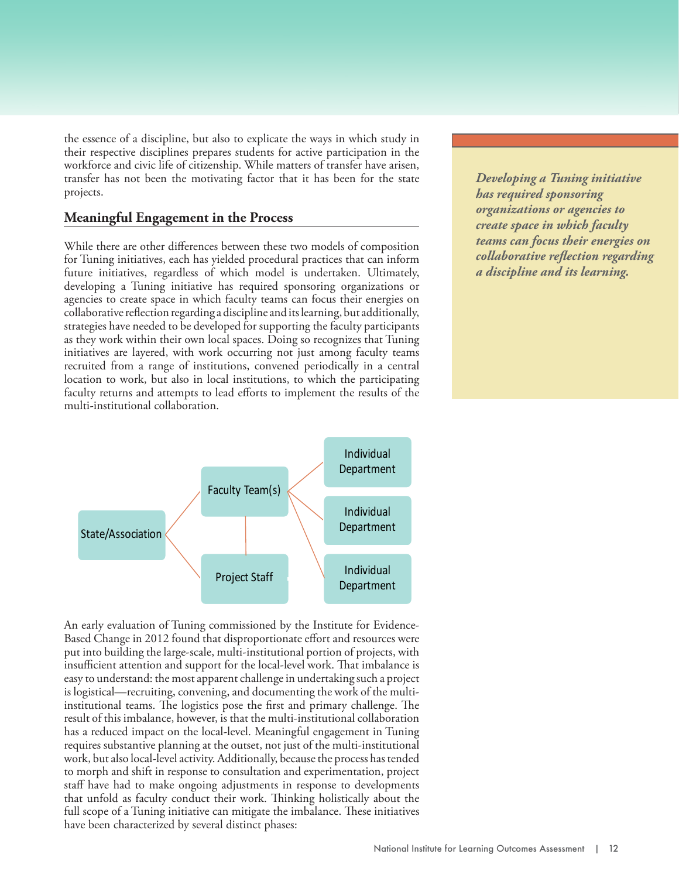the essence of a discipline, but also to explicate the ways in which study in their respective disciplines prepares students for active participation in the workforce and civic life of citizenship. While matters of transfer have arisen, transfer has not been the motivating factor that it has been for the state projects.

## Meaningful Engagement in the Process

While there are other differences between these two models of composition for Tuning initiatives, each has yielded procedural practices that can inform future initiatives, regardless of which model is undertaken. Ultimately, developing a Tuning initiative has required sponsoring organizations or agencies to create space in which faculty teams can focus their energies on collaborative reflection regarding a discipline and its learning, but additionally, strategies have needed to be developed for supporting the faculty participants as they work within their own local spaces. Doing so recognizes that Tuning initiatives are layered, with work occurring not just among faculty teams recruited from a range of institutions, convened periodically in a central location to work, but also in local institutions, to which the participating faculty returns and attempts to lead efforts to implement the results of the multi-institutional collaboration.

***Developing a Tuning initiative has required sponsoring organizations or agencies to create space in which faculty teams can focus their energies on collaborative reflection regarding a discipline and its learning.***

State/Association → Faculty Team(s), Project Staff

Faculty Team(s) → Individual Department, Individual Department, Individual Department

An early evaluation of Tuning commissioned by the Institute for Evidence-Based Change in 2012 found that disproportionate effort and resources were put into building the large-scale, multi-institutional portion of projects, with insufficient attention and support for the local-level work. That imbalance is easy to understand: the most apparent challenge in undertaking such a project is logistical—recruiting, convening, and documenting the work of the multi-institutional teams. The logistics pose the first and primary challenge. The result of this imbalance, however, is that the multi-institutional collaboration has a reduced impact on the local-level. Meaningful engagement in Tuning requires substantive planning at the outset, not just of the multi-institutional work, but also local-level activity. Additionally, because the process has tended to morph and shift in response to consultation and experimentation, project staff have had to make ongoing adjustments in response to developments that unfold as faculty conduct their work. Thinking holistically about the full scope of a Tuning initiative can mitigate the imbalance. These initiatives have been characterized by several distinct phases: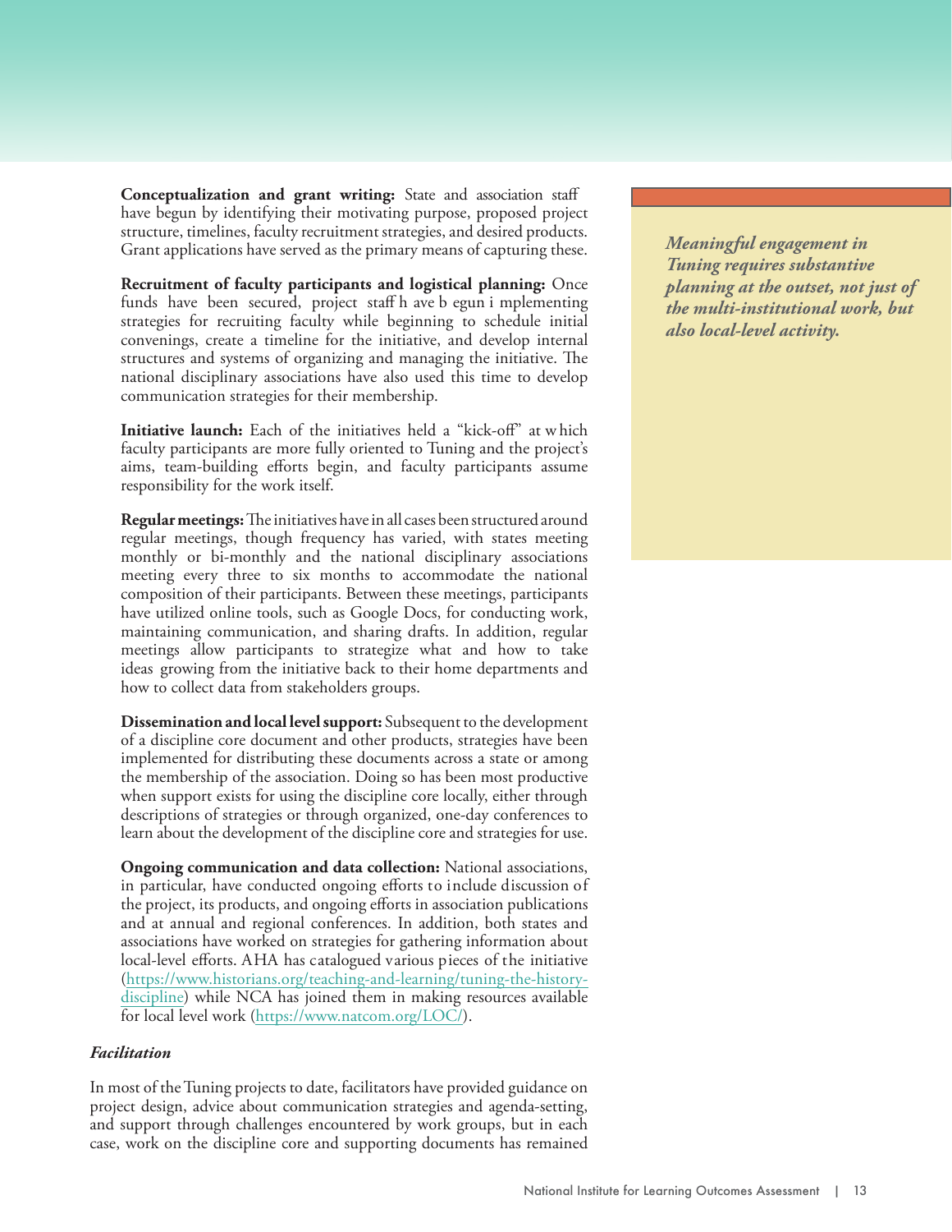**Conceptualization and grant writing:** State and association staff have begun by identifying their motivating purpose, proposed project structure, timelines, faculty recruitment strategies, and desired products. Grant applications have served as the primary means of capturing these.

**Recruitment of faculty participants and logistical planning:** Once funds have been secured, project staff have begun implementing strategies for recruiting faculty while beginning to schedule initial convenings, create a timeline for the initiative, and develop internal structures and systems of organizing and managing the initiative. The national disciplinary associations have also used this time to develop communication strategies for their membership.

**Initiative launch:** Each of the initiatives held a "kick-off" at which faculty participants are more fully oriented to Tuning and the project's aims, team-building efforts begin, and faculty participants assume responsibility for the work itself.

**Regular meetings:** The initiatives have in all cases been structured around regular meetings, though frequency has varied, with states meeting monthly or bi-monthly and the national disciplinary associations meeting every three to six months to accommodate the national composition of their participants. Between these meetings, participants have utilized online tools, such as Google Docs, for conducting work, maintaining communication, and sharing drafts. In addition, regular meetings allow participants to strategize what and how to take ideas growing from the initiative back to their home departments and how to collect data from stakeholders groups.

**Dissemination and local level support:** Subsequent to the development of a discipline core document and other products, strategies have been implemented for distributing these documents across a state or among the membership of the association. Doing so has been most productive when support exists for using the discipline core locally, either through descriptions of strategies or through organized, one-day conferences to learn about the development of the discipline core and strategies for use.

**Ongoing communication and data collection:** National associations, in particular, have conducted ongoing efforts to include discussion of the project, its products, and ongoing efforts in association publications and at annual and regional conferences. In addition, both states and associations have worked on strategies for gathering information about local-level efforts. AHA has catalogued various pieces of the initiative (https://www.historians.org/teaching-and-learning/tuning-the-history-discipline) while NCA has joined them in making resources available for local level work (https://www.natcom.org/LOC/).

***Meaningful engagement in Tuning requires substantive planning at the outset, not just of the multi-institutional work, but also local-level activity.***

### *Facilitation*

In most of the Tuning projects to date, facilitators have provided guidance on project design, advice about communication strategies and agenda-setting, and support through challenges encountered by work groups, but in each case, work on the discipline core and supporting documents has remained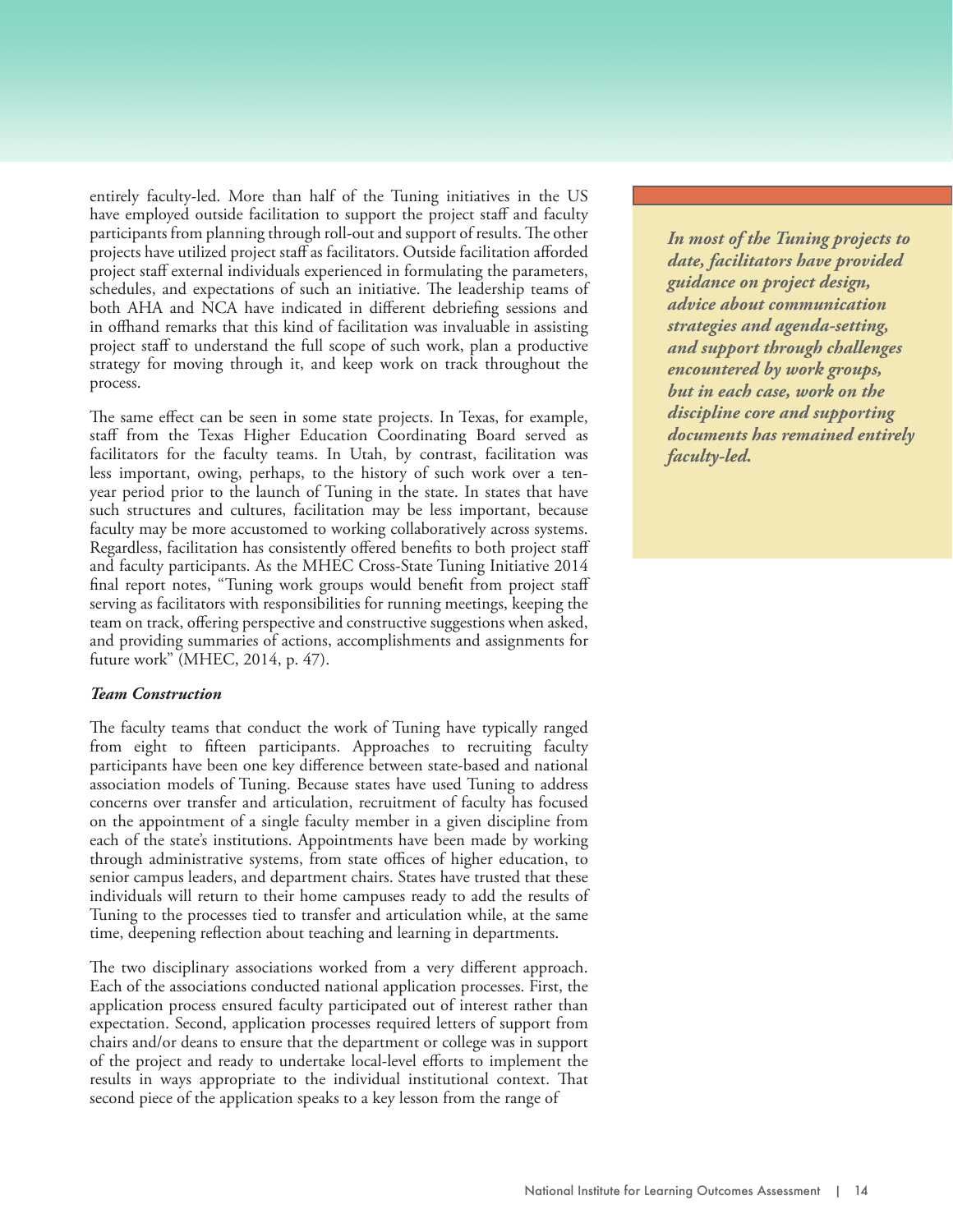entirely faculty-led. More than half of the Tuning initiatives in the US have employed outside facilitation to support the project staff and faculty participants from planning through roll-out and support of results. The other projects have utilized project staff as facilitators. Outside facilitation afforded project staff external individuals experienced in formulating the parameters, schedules, and expectations of such an initiative. The leadership teams of both AHA and NCA have indicated in different debriefing sessions and in offhand remarks that this kind of facilitation was invaluable in assisting project staff to understand the full scope of such work, plan a productive strategy for moving through it, and keep work on track throughout the process.

The same effect can be seen in some state projects. In Texas, for example, staff from the Texas Higher Education Coordinating Board served as facilitators for the faculty teams. In Utah, by contrast, facilitation was less important, owing, perhaps, to the history of such work over a ten-year period prior to the launch of Tuning in the state. In states that have such structures and cultures, facilitation may be less important, because faculty may be more accustomed to working collaboratively across systems. Regardless, facilitation has consistently offered benefits to both project staff and faculty participants. As the MHEC Cross-State Tuning Initiative 2014 final report notes, "Tuning work groups would benefit from project staff serving as facilitators with responsibilities for running meetings, keeping the team on track, offering perspective and constructive suggestions when asked, and providing summaries of actions, accomplishments and assignments for future work" (MHEC, 2014, p. 47).

***In most of the Tuning projects to date, facilitators have provided guidance on project design, advice about communication strategies and agenda-setting, and support through challenges encountered by work groups, but in each case, work on the discipline core and supporting documents has remained entirely faculty-led.***

### *Team Construction*

The faculty teams that conduct the work of Tuning have typically ranged from eight to fifteen participants. Approaches to recruiting faculty participants have been one key difference between state-based and national association models of Tuning. Because states have used Tuning to address concerns over transfer and articulation, recruitment of faculty has focused on the appointment of a single faculty member in a given discipline from each of the state's institutions. Appointments have been made by working through administrative systems, from state offices of higher education, to senior campus leaders, and department chairs. States have trusted that these individuals will return to their home campuses ready to add the results of Tuning to the processes tied to transfer and articulation while, at the same time, deepening reflection about teaching and learning in departments.

The two disciplinary associations worked from a very different approach. Each of the associations conducted national application processes. First, the application process ensured faculty participated out of interest rather than expectation. Second, application processes required letters of support from chairs and/or deans to ensure that the department or college was in support of the project and ready to undertake local-level efforts to implement the results in ways appropriate to the individual institutional context. That second piece of the application speaks to a key lesson from the range of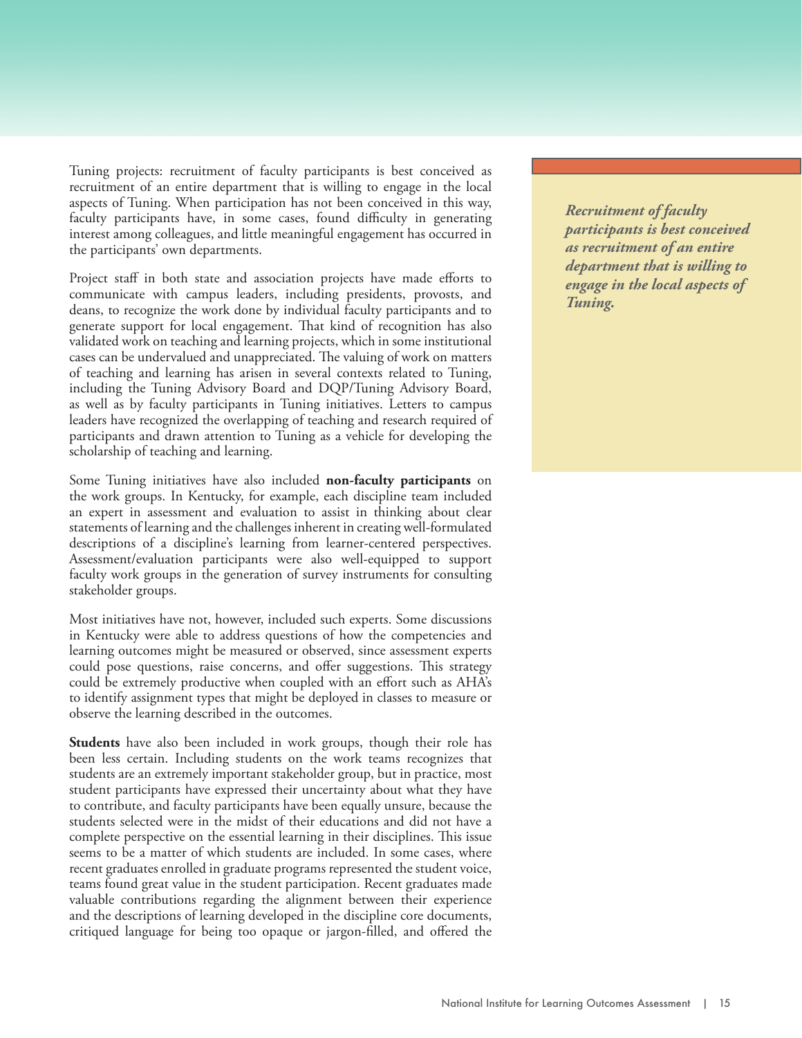Tuning projects: recruitment of faculty participants is best conceived as recruitment of an entire department that is willing to engage in the local aspects of Tuning. When participation has not been conceived in this way, faculty participants have, in some cases, found difficulty in generating interest among colleagues, and little meaningful engagement has occurred in the participants' own departments.

> ***Recruitment of faculty participants is best conceived as recruitment of an entire department that is willing to engage in the local aspects of Tuning.***

Project staff in both state and association projects have made efforts to communicate with campus leaders, including presidents, provosts, and deans, to recognize the work done by individual faculty participants and to generate support for local engagement. That kind of recognition has also validated work on teaching and learning projects, which in some institutional cases can be undervalued and unappreciated. The valuing of work on matters of teaching and learning has arisen in several contexts related to Tuning, including the Tuning Advisory Board and DQP/Tuning Advisory Board, as well as by faculty participants in Tuning initiatives. Letters to campus leaders have recognized the overlapping of teaching and research required of participants and drawn attention to Tuning as a vehicle for developing the scholarship of teaching and learning.

Some Tuning initiatives have also included **non-faculty participants** on the work groups. In Kentucky, for example, each discipline team included an expert in assessment and evaluation to assist in thinking about clear statements of learning and the challenges inherent in creating well-formulated descriptions of a discipline's learning from learner-centered perspectives. Assessment/evaluation participants were also well-equipped to support faculty work groups in the generation of survey instruments for consulting stakeholder groups.

Most initiatives have not, however, included such experts. Some discussions in Kentucky were able to address questions of how the competencies and learning outcomes might be measured or observed, since assessment experts could pose questions, raise concerns, and offer suggestions. This strategy could be extremely productive when coupled with an effort such as AHA's to identify assignment types that might be deployed in classes to measure or observe the learning described in the outcomes.

**Students** have also been included in work groups, though their role has been less certain. Including students on the work teams recognizes that students are an extremely important stakeholder group, but in practice, most student participants have expressed their uncertainty about what they have to contribute, and faculty participants have been equally unsure, because the students selected were in the midst of their educations and did not have a complete perspective on the essential learning in their disciplines. This issue seems to be a matter of which students are included. In some cases, where recent graduates enrolled in graduate programs represented the student voice, teams found great value in the student participation. Recent graduates made valuable contributions regarding the alignment between their experience and the descriptions of learning developed in the discipline core documents, critiqued language for being too opaque or jargon-filled, and offered the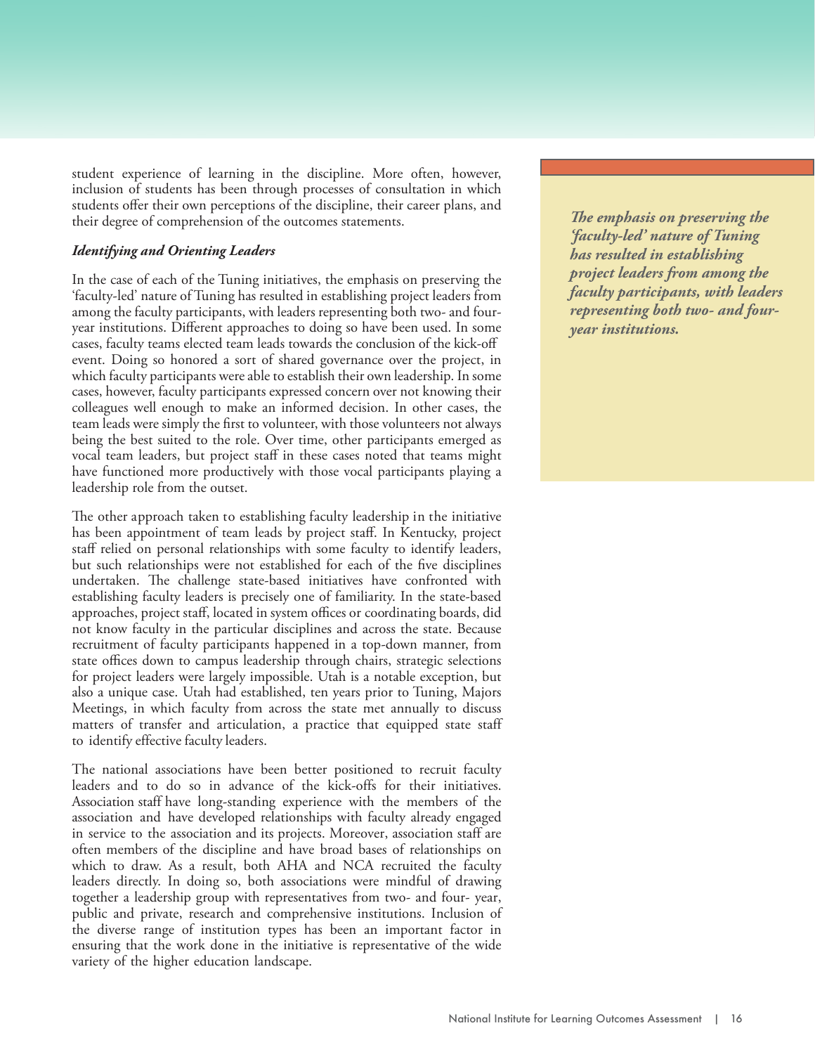student experience of learning in the discipline. More often, however, inclusion of students has been through processes of consultation in which students offer their own perceptions of the discipline, their career plans, and their degree of comprehension of the outcomes statements.

***Identifying and Orienting Leaders***

In the case of each of the Tuning initiatives, the emphasis on preserving the 'faculty-led' nature of Tuning has resulted in establishing project leaders from among the faculty participants, with leaders representing both two- and four-year institutions. Different approaches to doing so have been used. In some cases, faculty teams elected team leads towards the conclusion of the kick-off event. Doing so honored a sort of shared governance over the project, in which faculty participants were able to establish their own leadership. In some cases, however, faculty participants expressed concern over not knowing their colleagues well enough to make an informed decision. In other cases, the team leads were simply the first to volunteer, with those volunteers not always being the best suited to the role. Over time, other participants emerged as vocal team leaders, but project staff in these cases noted that teams might have functioned more productively with those vocal participants playing a leadership role from the outset.

*The emphasis on preserving the 'faculty-led' nature of Tuning has resulted in establishing project leaders from among the faculty participants, with leaders representing both two- and four-year institutions.*

The other approach taken to establishing faculty leadership in the initiative has been appointment of team leads by project staff. In Kentucky, project staff relied on personal relationships with some faculty to identify leaders, but such relationships were not established for each of the five disciplines undertaken. The challenge state-based initiatives have confronted with establishing faculty leaders is precisely one of familiarity. In the state-based approaches, project staff, located in system offices or coordinating boards, did not know faculty in the particular disciplines and across the state. Because recruitment of faculty participants happened in a top-down manner, from state offices down to campus leadership through chairs, strategic selections for project leaders were largely impossible. Utah is a notable exception, but also a unique case. Utah had established, ten years prior to Tuning, Majors Meetings, in which faculty from across the state met annually to discuss matters of transfer and articulation, a practice that equipped state staff to identify effective faculty leaders.

The national associations have been better positioned to recruit faculty leaders and to do so in advance of the kick-offs for their initiatives. Association staff have long-standing experience with the members of the association and have developed relationships with faculty already engaged in service to the association and its projects. Moreover, association staff are often members of the discipline and have broad bases of relationships on which to draw. As a result, both AHA and NCA recruited the faculty leaders directly. In doing so, both associations were mindful of drawing together a leadership group with representatives from two- and four- year, public and private, research and comprehensive institutions. Inclusion of the diverse range of institution types has been an important factor in ensuring that the work done in the initiative is representative of the wide variety of the higher education landscape.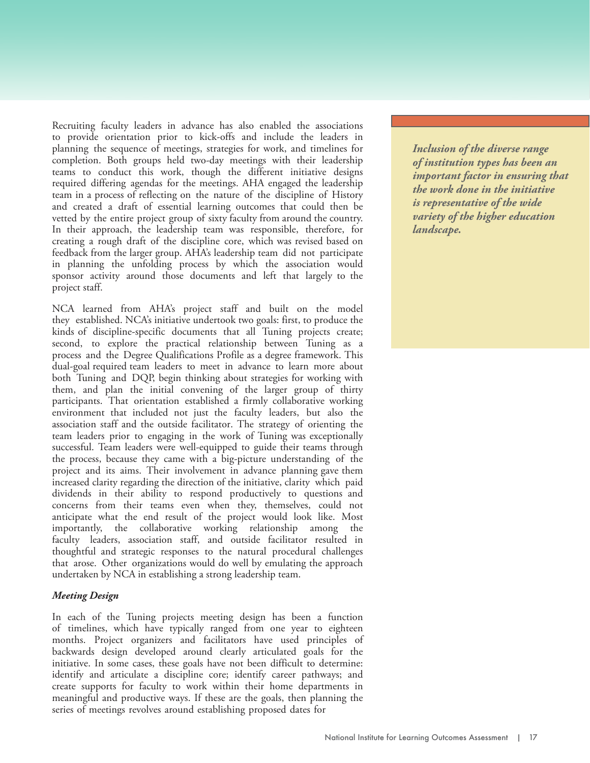Recruiting faculty leaders in advance has also enabled the associations to provide orientation prior to kick-offs and include the leaders in planning the sequence of meetings, strategies for work, and timelines for completion. Both groups held two-day meetings with their leadership teams to conduct this work, though the different initiative designs required differing agendas for the meetings. AHA engaged the leadership team in a process of reflecting on the nature of the discipline of History and created a draft of essential learning outcomes that could then be vetted by the entire project group of sixty faculty from around the country. In their approach, the leadership team was responsible, therefore, for creating a rough draft of the discipline core, which was revised based on feedback from the larger group. AHA's leadership team did not participate in planning the unfolding process by which the association would sponsor activity around those documents and left that largely to the project staff.

NCA learned from AHA's project staff and built on the model they established. NCA's initiative undertook two goals: first, to produce the kinds of discipline-specific documents that all Tuning projects create; second, to explore the practical relationship between Tuning as a process and the Degree Qualifications Profile as a degree framework. This dual-goal required team leaders to meet in advance to learn more about both Tuning and DQP, begin thinking about strategies for working with them, and plan the initial convening of the larger group of thirty participants. That orientation established a firmly collaborative working environment that included not just the faculty leaders, but also the association staff and the outside facilitator. The strategy of orienting the team leaders prior to engaging in the work of Tuning was exceptionally successful. Team leaders were well-equipped to guide their teams through the process, because they came with a big-picture understanding of the project and its aims. Their involvement in advance planning gave them increased clarity regarding the direction of the initiative, clarity which paid dividends in their ability to respond productively to questions and concerns from their teams even when they, themselves, could not anticipate what the end result of the project would look like. Most importantly, the collaborative working relationship among the faculty leaders, association staff, and outside facilitator resulted in thoughtful and strategic responses to the natural procedural challenges that arose. Other organizations would do well by emulating the approach undertaken by NCA in establishing a strong leadership team.

***Inclusion of the diverse range of institution types has been an important factor in ensuring that the work done in the initiative is representative of the wide variety of the higher education landscape.***

### *Meeting Design*

In each of the Tuning projects meeting design has been a function of timelines, which have typically ranged from one year to eighteen months. Project organizers and facilitators have used principles of backwards design developed around clearly articulated goals for the initiative. In some cases, these goals have not been difficult to determine: identify and articulate a discipline core; identify career pathways; and create supports for faculty to work within their home departments in meaningful and productive ways. If these are the goals, then planning the series of meetings revolves around establishing proposed dates for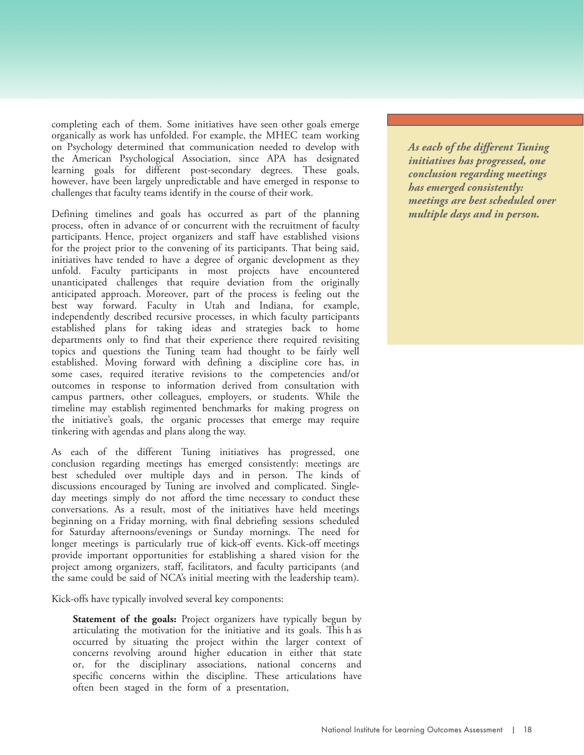completing each of them. Some initiatives have seen other goals emerge organically as work has unfolded. For example, the MHEC team working on Psychology determined that communication needed to develop with the American Psychological Association, since APA has designated learning goals for different post-secondary degrees. These goals, however, have been largely unpredictable and have emerged in response to challenges that faculty teams identify in the course of their work.

Defining timelines and goals has occurred as part of the planning process, often in advance of or concurrent with the recruitment of faculty participants. Hence, project organizers and staff have established visions for the project prior to the convening of its participants. That being said, initiatives have tended to have a degree of organic development as they unfold. Faculty participants in most projects have encountered unanticipated challenges that require deviation from the originally anticipated approach. Moreover, part of the process is feeling out the best way forward. Faculty in Utah and Indiana, for example, independently described recursive processes, in which faculty participants established plans for taking ideas and strategies back to home departments only to find that their experience there required revisiting topics and questions the Tuning team had thought to be fairly well established. Moving forward with defining a discipline core has, in some cases, required iterative revisions to the competencies and/or outcomes in response to information derived from consultation with campus partners, other colleagues, employers, or students. While the timeline may establish regimented benchmarks for making progress on the initiative's goals, the organic processes that emerge may require tinkering with agendas and plans along the way.

> ***As each of the different Tuning initiatives has progressed, one conclusion regarding meetings has emerged consistently: meetings are best scheduled over multiple days and in person.***

As each of the different Tuning initiatives has progressed, one conclusion regarding meetings has emerged consistently: meetings are best scheduled over multiple days and in person. The kinds of discussions encouraged by Tuning are involved and complicated. Single-day meetings simply do not afford the time necessary to conduct these conversations. As a result, most of the initiatives have held meetings beginning on a Friday morning, with final debriefing sessions scheduled for Saturday afternoons/evenings or Sunday mornings. The need for longer meetings is particularly true of kick-off events. Kick-off meetings provide important opportunities for establishing a shared vision for the project among organizers, staff, facilitators, and faculty participants (and the same could be said of NCA's initial meeting with the leadership team).

Kick-offs have typically involved several key components:

**Statement of the goals:** Project organizers have typically begun by articulating the motivation for the initiative and its goals. This has occurred by situating the project within the larger context of concerns revolving around higher education in either that state or, for the disciplinary associations, national concerns and specific concerns within the discipline. These articulations have often been staged in the form of a presentation,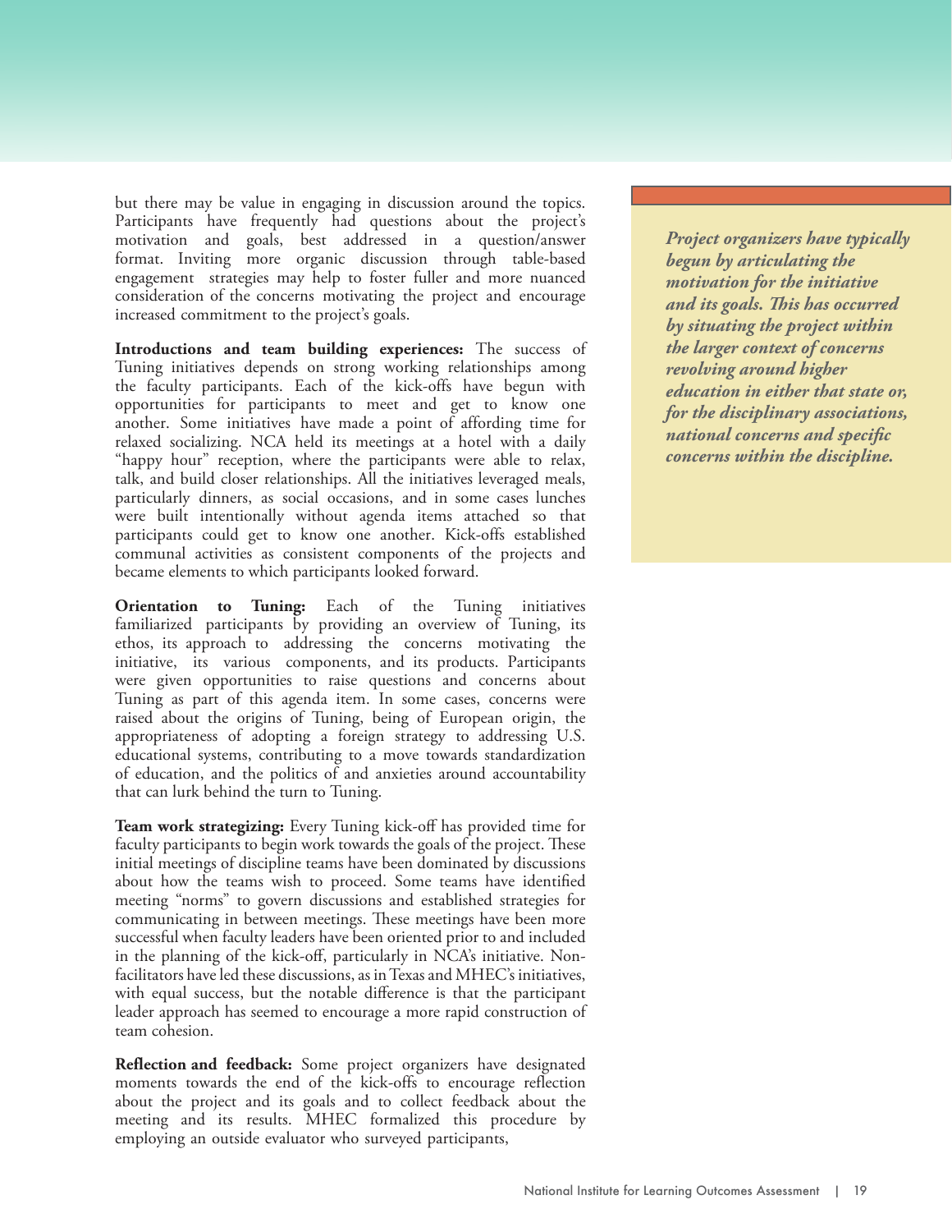but there may be value in engaging in discussion around the topics. Participants have frequently had questions about the project's motivation and goals, best addressed in a question/answer format. Inviting more organic discussion through table-based engagement strategies may help to foster fuller and more nuanced consideration of the concerns motivating the project and encourage increased commitment to the project's goals.

**Introductions and team building experiences:** The success of Tuning initiatives depends on strong working relationships among the faculty participants. Each of the kick-offs have begun with opportunities for participants to meet and get to know one another. Some initiatives have made a point of affording time for relaxed socializing. NCA held its meetings at a hotel with a daily "happy hour" reception, where the participants were able to relax, talk, and build closer relationships. All the initiatives leveraged meals, particularly dinners, as social occasions, and in some cases lunches were built intentionally without agenda items attached so that participants could get to know one another. Kick-offs established communal activities as consistent components of the projects and became elements to which participants looked forward.

**Orientation to Tuning:** Each of the Tuning initiatives familiarized participants by providing an overview of Tuning, its ethos, its approach to addressing the concerns motivating the initiative, its various components, and its products. Participants were given opportunities to raise questions and concerns about Tuning as part of this agenda item. In some cases, concerns were raised about the origins of Tuning, being of European origin, the appropriateness of adopting a foreign strategy to addressing U.S. educational systems, contributing to a move towards standardization of education, and the politics of and anxieties around accountability that can lurk behind the turn to Tuning.

**Team work strategizing:** Every Tuning kick-off has provided time for faculty participants to begin work towards the goals of the project. These initial meetings of discipline teams have been dominated by discussions about how the teams wish to proceed. Some teams have identified meeting "norms" to govern discussions and established strategies for communicating in between meetings. These meetings have been more successful when faculty leaders have been oriented prior to and included in the planning of the kick-off, particularly in NCA's initiative. Non-facilitators have led these discussions, as in Texas and MHEC's initiatives, with equal success, but the notable difference is that the participant leader approach has seemed to encourage a more rapid construction of team cohesion.

**Reflection and feedback:** Some project organizers have designated moments towards the end of the kick-offs to encourage reflection about the project and its goals and to collect feedback about the meeting and its results. MHEC formalized this procedure by employing an outside evaluator who surveyed participants,

***Project organizers have typically begun by articulating the motivation for the initiative and its goals. This has occurred by situating the project within the larger context of concerns revolving around higher education in either that state or, for the disciplinary associations, national concerns and specific concerns within the discipline.***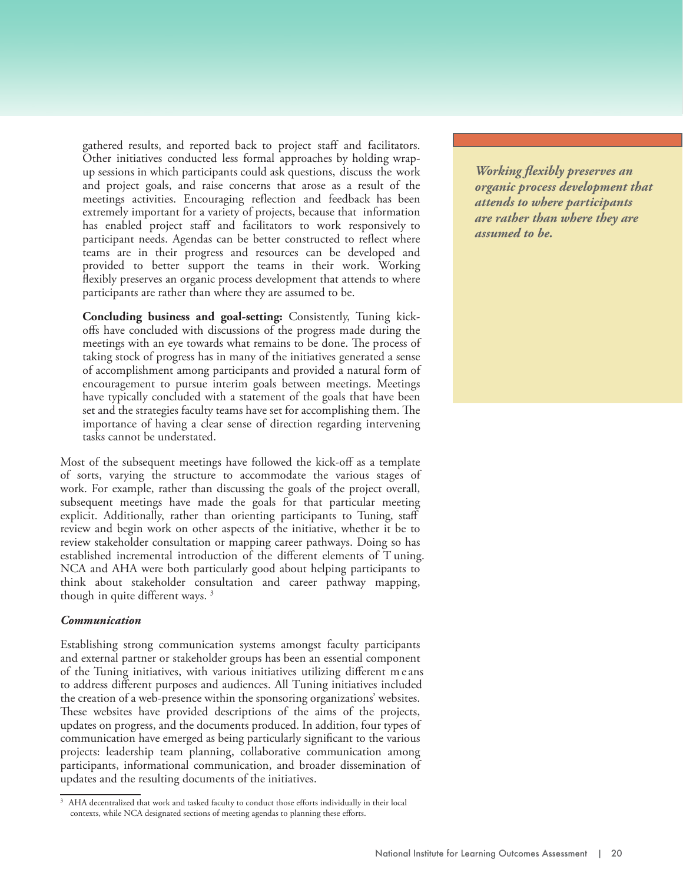gathered results, and reported back to project staff and facilitators. Other initiatives conducted less formal approaches by holding wrap-up sessions in which participants could ask questions, discuss the work and project goals, and raise concerns that arose as a result of the meetings activities. Encouraging reflection and feedback has been extremely important for a variety of projects, because that information has enabled project staff and facilitators to work responsively to participant needs. Agendas can be better constructed to reflect where teams are in their progress and resources can be developed and provided to better support the teams in their work. Working flexibly preserves an organic process development that attends to where participants are rather than where they are assumed to be.

**Concluding business and goal-setting:** Consistently, Tuning kick-offs have concluded with discussions of the progress made during the meetings with an eye towards what remains to be done. The process of taking stock of progress has in many of the initiatives generated a sense of accomplishment among participants and provided a natural form of encouragement to pursue interim goals between meetings. Meetings have typically concluded with a statement of the goals that have been set and the strategies faculty teams have set for accomplishing them. The importance of having a clear sense of direction regarding intervening tasks cannot be understated.

*Working flexibly preserves an organic process development that attends to where participants are rather than where they are assumed to be.*

Most of the subsequent meetings have followed the kick-off as a template of sorts, varying the structure to accommodate the various stages of work. For example, rather than discussing the goals of the project overall, subsequent meetings have made the goals for that particular meeting explicit. Additionally, rather than orienting participants to Tuning, staff review and begin work on other aspects of the initiative, whether it be to review stakeholder consultation or mapping career pathways. Doing so has established incremental introduction of the different elements of Tuning. NCA and AHA were both particularly good about helping participants to think about stakeholder consultation and career pathway mapping, though in quite different ways. [3]

### *Communication*

Establishing strong communication systems amongst faculty participants and external partner or stakeholder groups has been an essential component of the Tuning initiatives, with various initiatives utilizing different means to address different purposes and audiences. All Tuning initiatives included the creation of a web-presence within the sponsoring organizations' websites. These websites have provided descriptions of the aims of the projects, updates on progress, and the documents produced. In addition, four types of communication have emerged as being particularly significant to the various projects: leadership team planning, collaborative communication among participants, informational communication, and broader dissemination of updates and the resulting documents of the initiatives.

[3] AHA decentralized that work and tasked faculty to conduct those efforts individually in their local contexts, while NCA designated sections of meeting agendas to planning these efforts.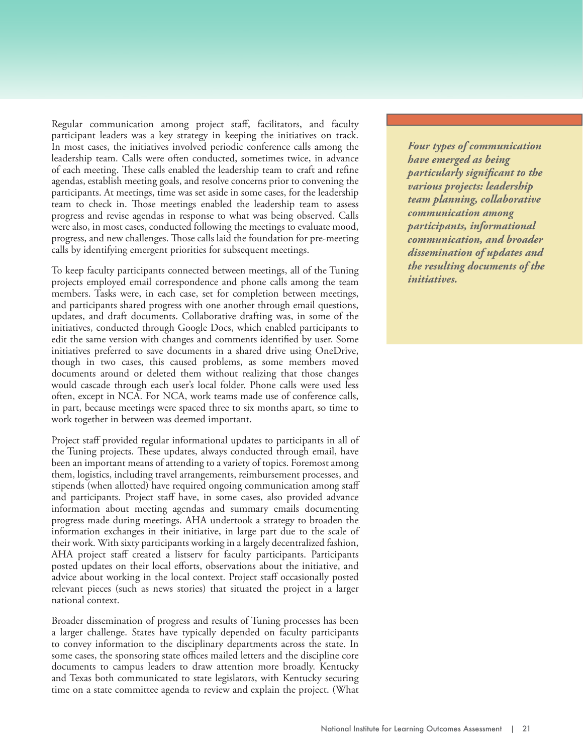Regular communication among project staff, facilitators, and faculty participant leaders was a key strategy in keeping the initiatives on track. In most cases, the initiatives involved periodic conference calls among the leadership team. Calls were often conducted, sometimes twice, in advance of each meeting. These calls enabled the leadership team to craft and refine agendas, establish meeting goals, and resolve concerns prior to convening the participants. At meetings, time was set aside in some cases, for the leadership team to check in. Those meetings enabled the leadership team to assess progress and revise agendas in response to what was being observed. Calls were also, in most cases, conducted following the meetings to evaluate mood, progress, and new challenges. Those calls laid the foundation for pre-meeting calls by identifying emergent priorities for subsequent meetings.

*Four types of communication have emerged as being particularly significant to the various projects: leadership team planning, collaborative communication among participants, informational communication, and broader dissemination of updates and the resulting documents of the initiatives.*

To keep faculty participants connected between meetings, all of the Tuning projects employed email correspondence and phone calls among the team members. Tasks were, in each case, set for completion between meetings, and participants shared progress with one another through email questions, updates, and draft documents. Collaborative drafting was, in some of the initiatives, conducted through Google Docs, which enabled participants to edit the same version with changes and comments identified by user. Some initiatives preferred to save documents in a shared drive using OneDrive, though in two cases, this caused problems, as some members moved documents around or deleted them without realizing that those changes would cascade through each user's local folder. Phone calls were used less often, except in NCA. For NCA, work teams made use of conference calls, in part, because meetings were spaced three to six months apart, so time to work together in between was deemed important.

Project staff provided regular informational updates to participants in all of the Tuning projects. These updates, always conducted through email, have been an important means of attending to a variety of topics. Foremost among them, logistics, including travel arrangements, reimbursement processes, and stipends (when allotted) have required ongoing communication among staff and participants. Project staff have, in some cases, also provided advance information about meeting agendas and summary emails documenting progress made during meetings. AHA undertook a strategy to broaden the information exchanges in their initiative, in large part due to the scale of their work. With sixty participants working in a largely decentralized fashion, AHA project staff created a listserv for faculty participants. Participants posted updates on their local efforts, observations about the initiative, and advice about working in the local context. Project staff occasionally posted relevant pieces (such as news stories) that situated the project in a larger national context.

Broader dissemination of progress and results of Tuning processes has been a larger challenge. States have typically depended on faculty participants to convey information to the disciplinary departments across the state. In some cases, the sponsoring state offices mailed letters and the discipline core documents to campus leaders to draw attention more broadly. Kentucky and Texas both communicated to state legislators, with Kentucky securing time on a state committee agenda to review and explain the project. (What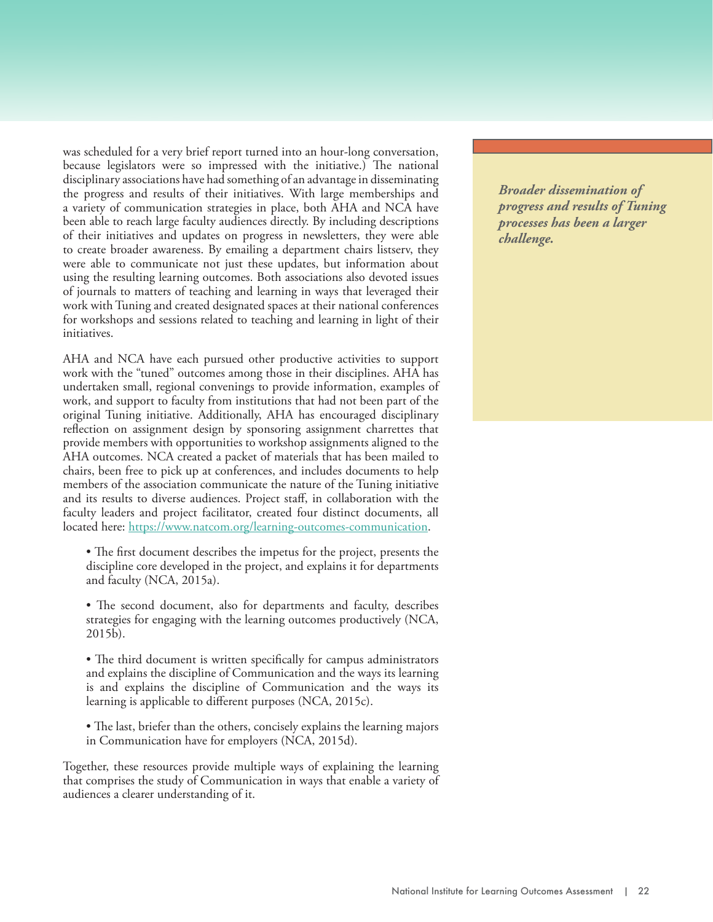was scheduled for a very brief report turned into an hour-long conversation, because legislators were so impressed with the initiative.) The national disciplinary associations have had something of an advantage in disseminating the progress and results of their initiatives. With large memberships and a variety of communication strategies in place, both AHA and NCA have been able to reach large faculty audiences directly. By including descriptions of their initiatives and updates on progress in newsletters, they were able to create broader awareness. By emailing a department chairs listserv, they were able to communicate not just these updates, but information about using the resulting learning outcomes. Both associations also devoted issues of journals to matters of teaching and learning in ways that leveraged their work with Tuning and created designated spaces at their national conferences for workshops and sessions related to teaching and learning in light of their initiatives.

***Broader dissemination of progress and results of Tuning processes has been a larger challenge.***

AHA and NCA have each pursued other productive activities to support work with the "tuned" outcomes among those in their disciplines. AHA has undertaken small, regional convenings to provide information, examples of work, and support to faculty from institutions that had not been part of the original Tuning initiative. Additionally, AHA has encouraged disciplinary reflection on assignment design by sponsoring assignment charrettes that provide members with opportunities to workshop assignments aligned to the AHA outcomes. NCA created a packet of materials that has been mailed to chairs, been free to pick up at conferences, and includes documents to help members of the association communicate the nature of the Tuning initiative and its results to diverse audiences. Project staff, in collaboration with the faculty leaders and project facilitator, created four distinct documents, all located here: https://www.natcom.org/learning-outcomes-communication.

- The first document describes the impetus for the project, presents the discipline core developed in the project, and explains it for departments and faculty (NCA, 2015a).

- The second document, also for departments and faculty, describes strategies for engaging with the learning outcomes productively (NCA, 2015b).

- The third document is written specifically for campus administrators and explains the discipline of Communication and the ways its learning is and explains the discipline of Communication and the ways its learning is applicable to different purposes (NCA, 2015c).

- The last, briefer than the others, concisely explains the learning majors in Communication have for employers (NCA, 2015d).

Together, these resources provide multiple ways of explaining the learning that comprises the study of Communication in ways that enable a variety of audiences a clearer understanding of it.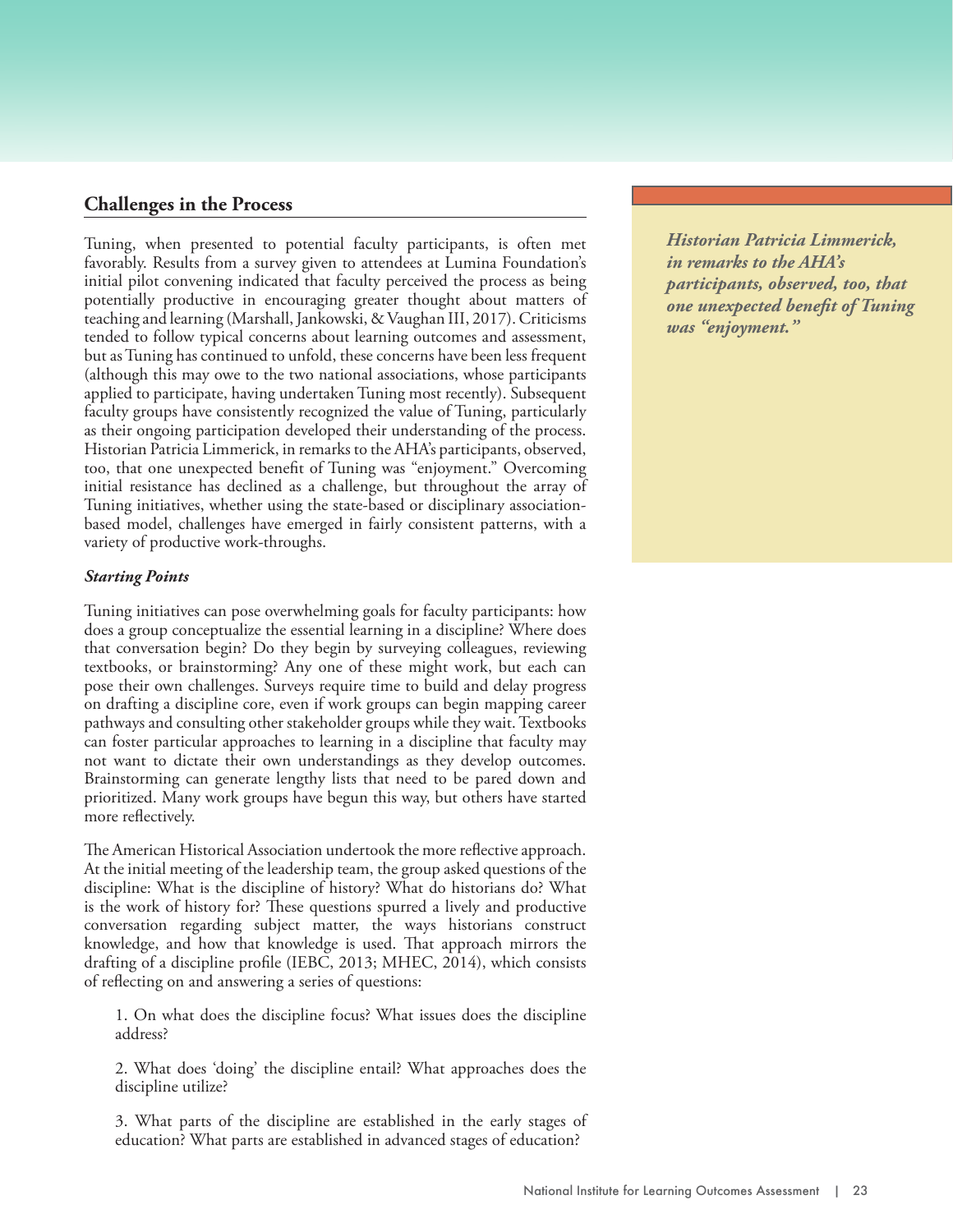## Challenges in the Process

Tuning, when presented to potential faculty participants, is often met favorably. Results from a survey given to attendees at Lumina Foundation's initial pilot convening indicated that faculty perceived the process as being potentially productive in encouraging greater thought about matters of teaching and learning (Marshall, Jankowski, & Vaughan III, 2017). Criticisms tended to follow typical concerns about learning outcomes and assessment, but as Tuning has continued to unfold, these concerns have been less frequent (although this may owe to the two national associations, whose participants applied to participate, having undertaken Tuning most recently). Subsequent faculty groups have consistently recognized the value of Tuning, particularly as their ongoing participation developed their understanding of the process. Historian Patricia Limmerick, in remarks to the AHA's participants, observed, too, that one unexpected benefit of Tuning was "enjoyment." Overcoming initial resistance has declined as a challenge, but throughout the array of Tuning initiatives, whether using the state-based or disciplinary association-based model, challenges have emerged in fairly consistent patterns, with a variety of productive work-throughs.

***Historian Patricia Limmerick, in remarks to the AHA's participants, observed, too, that one unexpected benefit of Tuning was "enjoyment."***

***Starting Points***

Tuning initiatives can pose overwhelming goals for faculty participants: how does a group conceptualize the essential learning in a discipline? Where does that conversation begin? Do they begin by surveying colleagues, reviewing textbooks, or brainstorming? Any one of these might work, but each can pose their own challenges. Surveys require time to build and delay progress on drafting a discipline core, even if work groups can begin mapping career pathways and consulting other stakeholder groups while they wait. Textbooks can foster particular approaches to learning in a discipline that faculty may not want to dictate their own understandings as they develop outcomes. Brainstorming can generate lengthy lists that need to be pared down and prioritized. Many work groups have begun this way, but others have started more reflectively.

The American Historical Association undertook the more reflective approach. At the initial meeting of the leadership team, the group asked questions of the discipline: What is the discipline of history? What do historians do? What is the work of history for? These questions spurred a lively and productive conversation regarding subject matter, the ways historians construct knowledge, and how that knowledge is used. That approach mirrors the drafting of a discipline profile (IEBC, 2013; MHEC, 2014), which consists of reflecting on and answering a series of questions:

1. On what does the discipline focus? What issues does the discipline address?

2. What does 'doing' the discipline entail? What approaches does the discipline utilize?

3. What parts of the discipline are established in the early stages of education? What parts are established in advanced stages of education?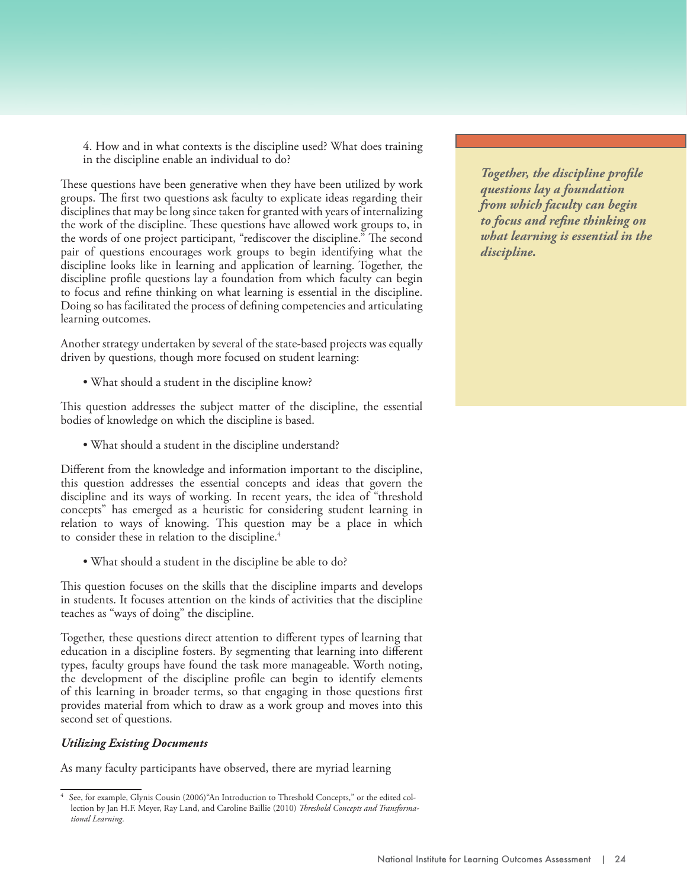4. How and in what contexts is the discipline used? What does training in the discipline enable an individual to do?

These questions have been generative when they have been utilized by work groups. The first two questions ask faculty to explicate ideas regarding their disciplines that may be long since taken for granted with years of internalizing the work of the discipline. These questions have allowed work groups to, in the words of one project participant, "rediscover the discipline." The second pair of questions encourages work groups to begin identifying what the discipline looks like in learning and application of learning. Together, the discipline profile questions lay a foundation from which faculty can begin to focus and refine thinking on what learning is essential in the discipline. Doing so has facilitated the process of defining competencies and articulating learning outcomes.

***Together, the discipline profile questions lay a foundation from which faculty can begin to focus and refine thinking on what learning is essential in the discipline.***

Another strategy undertaken by several of the state-based projects was equally driven by questions, though more focused on student learning:

- What should a student in the discipline know?

This question addresses the subject matter of the discipline, the essential bodies of knowledge on which the discipline is based.

- What should a student in the discipline understand?

Different from the knowledge and information important to the discipline, this question addresses the essential concepts and ideas that govern the discipline and its ways of working. In recent years, the idea of "threshold concepts" has emerged as a heuristic for considering student learning in relation to ways of knowing. This question may be a place in which to consider these in relation to the discipline.[4]

- What should a student in the discipline be able to do?

This question focuses on the skills that the discipline imparts and develops in students. It focuses attention on the kinds of activities that the discipline teaches as "ways of doing" the discipline.

Together, these questions direct attention to different types of learning that education in a discipline fosters. By segmenting that learning into different types, faculty groups have found the task more manageable. Worth noting, the development of the discipline profile can begin to identify elements of this learning in broader terms, so that engaging in those questions first provides material from which to draw as a work group and moves into this second set of questions.

***Utilizing Existing Documents***

As many faculty participants have observed, there are myriad learning

[4] See, for example, Glynis Cousin (2006)"An Introduction to Threshold Concepts," or the edited collection by Jan H.F. Meyer, Ray Land, and Caroline Baillie (2010) *Threshold Concepts and Transformational Learning.*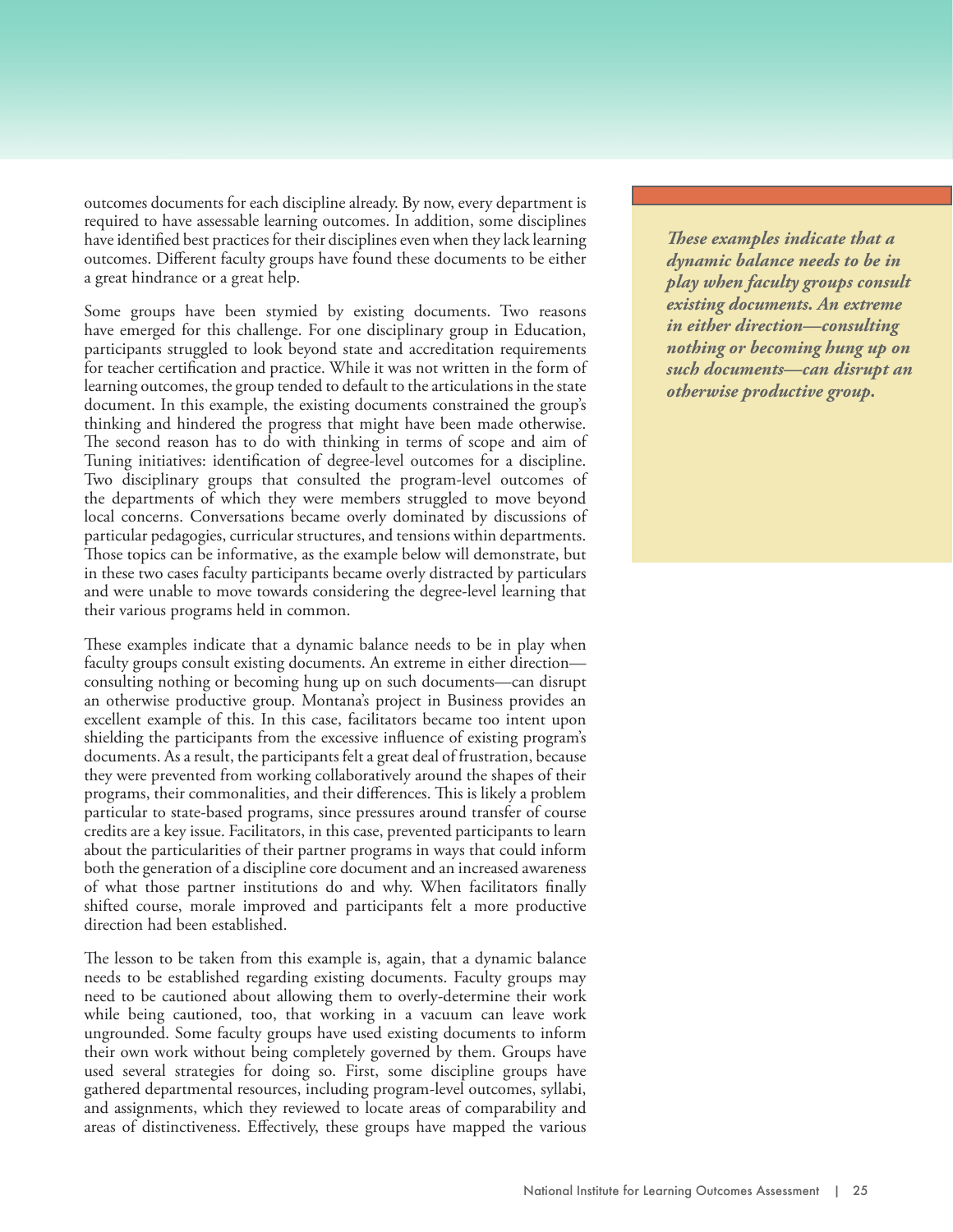outcomes documents for each discipline already. By now, every department is required to have assessable learning outcomes. In addition, some disciplines have identified best practices for their disciplines even when they lack learning outcomes. Different faculty groups have found these documents to be either a great hindrance or a great help.

Some groups have been stymied by existing documents. Two reasons have emerged for this challenge. For one disciplinary group in Education, participants struggled to look beyond state and accreditation requirements for teacher certification and practice. While it was not written in the form of learning outcomes, the group tended to default to the articulations in the state document. In this example, the existing documents constrained the group's thinking and hindered the progress that might have been made otherwise. The second reason has to do with thinking in terms of scope and aim of Tuning initiatives: identification of degree-level outcomes for a discipline. Two disciplinary groups that consulted the program-level outcomes of the departments of which they were members struggled to move beyond local concerns. Conversations became overly dominated by discussions of particular pedagogies, curricular structures, and tensions within departments. Those topics can be informative, as the example below will demonstrate, but in these two cases faculty participants became overly distracted by particulars and were unable to move towards considering the degree-level learning that their various programs held in common.

These examples indicate that a dynamic balance needs to be in play when faculty groups consult existing documents. An extreme in either direction—consulting nothing or becoming hung up on such documents—can disrupt an otherwise productive group. Montana's project in Business provides an excellent example of this. In this case, facilitators became too intent upon shielding the participants from the excessive influence of existing program's documents. As a result, the participants felt a great deal of frustration, because they were prevented from working collaboratively around the shapes of their programs, their commonalities, and their differences. This is likely a problem particular to state-based programs, since pressures around transfer of course credits are a key issue. Facilitators, in this case, prevented participants to learn about the particularities of their partner programs in ways that could inform both the generation of a discipline core document and an increased awareness of what those partner institutions do and why. When facilitators finally shifted course, morale improved and participants felt a more productive direction had been established.

> ***These examples indicate that a dynamic balance needs to be in play when faculty groups consult existing documents. An extreme in either direction—consulting nothing or becoming hung up on such documents—can disrupt an otherwise productive group.***

The lesson to be taken from this example is, again, that a dynamic balance needs to be established regarding existing documents. Faculty groups may need to be cautioned about allowing them to overly-determine their work while being cautioned, too, that working in a vacuum can leave work ungrounded. Some faculty groups have used existing documents to inform their own work without being completely governed by them. Groups have used several strategies for doing so. First, some discipline groups have gathered departmental resources, including program-level outcomes, syllabi, and assignments, which they reviewed to locate areas of comparability and areas of distinctiveness. Effectively, these groups have mapped the various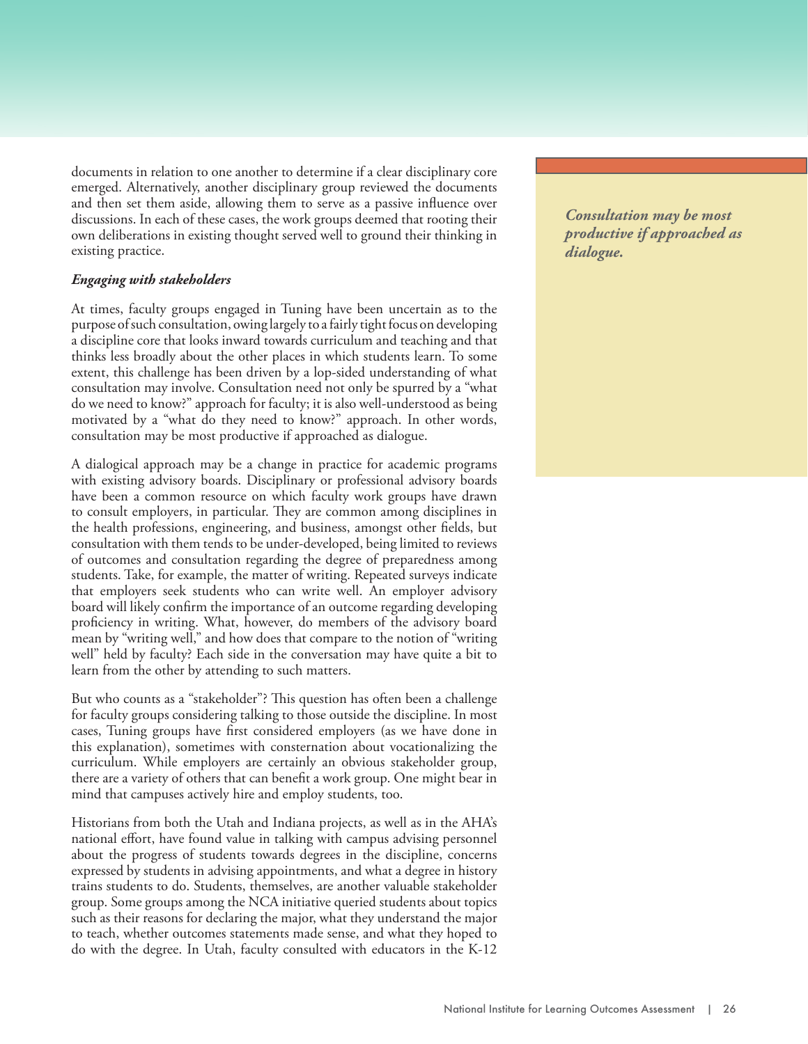documents in relation to one another to determine if a clear disciplinary core emerged. Alternatively, another disciplinary group reviewed the documents and then set them aside, allowing them to serve as a passive influence over discussions. In each of these cases, the work groups deemed that rooting their own deliberations in existing thought served well to ground their thinking in existing practice.

***Engaging with stakeholders***

At times, faculty groups engaged in Tuning have been uncertain as to the purpose of such consultation, owing largely to a fairly tight focus on developing a discipline core that looks inward towards curriculum and teaching and that thinks less broadly about the other places in which students learn. To some extent, this challenge has been driven by a lop-sided understanding of what consultation may involve. Consultation need not only be spurred by a "what do we need to know?" approach for faculty; it is also well-understood as being motivated by a "what do they need to know?" approach. In other words, consultation may be most productive if approached as dialogue.

> ***Consultation may be most productive if approached as dialogue.***

A dialogical approach may be a change in practice for academic programs with existing advisory boards. Disciplinary or professional advisory boards have been a common resource on which faculty work groups have drawn to consult employers, in particular. They are common among disciplines in the health professions, engineering, and business, amongst other fields, but consultation with them tends to be under-developed, being limited to reviews of outcomes and consultation regarding the degree of preparedness among students. Take, for example, the matter of writing. Repeated surveys indicate that employers seek students who can write well. An employer advisory board will likely confirm the importance of an outcome regarding developing proficiency in writing. What, however, do members of the advisory board mean by "writing well," and how does that compare to the notion of "writing well" held by faculty? Each side in the conversation may have quite a bit to learn from the other by attending to such matters.

But who counts as a "stakeholder"? This question has often been a challenge for faculty groups considering talking to those outside the discipline. In most cases, Tuning groups have first considered employers (as we have done in this explanation), sometimes with consternation about vocationalizing the curriculum. While employers are certainly an obvious stakeholder group, there are a variety of others that can benefit a work group. One might bear in mind that campuses actively hire and employ students, too.

Historians from both the Utah and Indiana projects, as well as in the AHA's national effort, have found value in talking with campus advising personnel about the progress of students towards degrees in the discipline, concerns expressed by students in advising appointments, and what a degree in history trains students to do. Students, themselves, are another valuable stakeholder group. Some groups among the NCA initiative queried students about topics such as their reasons for declaring the major, what they understand the major to teach, whether outcomes statements made sense, and what they hoped to do with the degree. In Utah, faculty consulted with educators in the K-12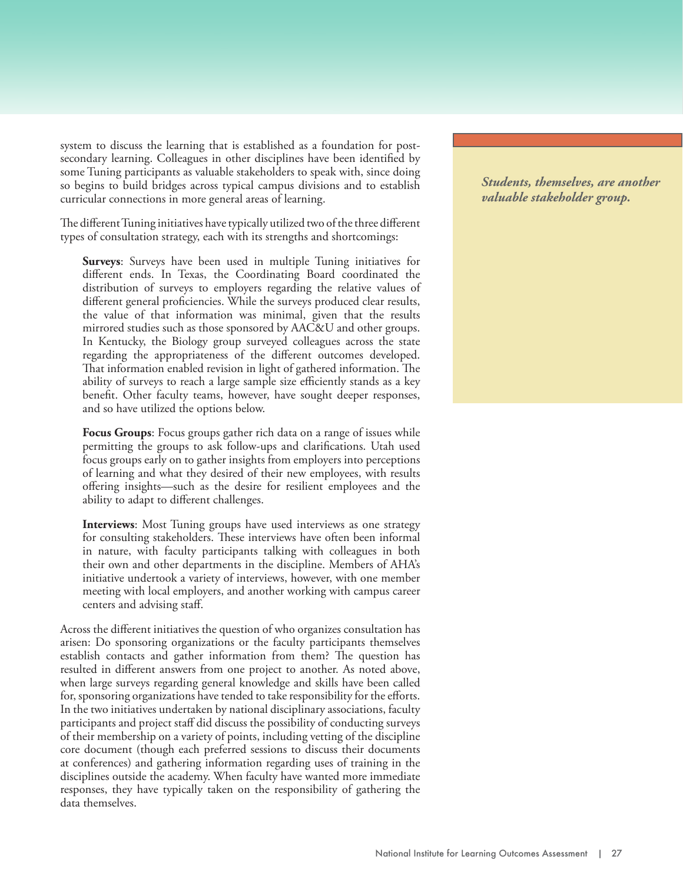system to discuss the learning that is established as a foundation for post-secondary learning. Colleagues in other disciplines have been identified by some Tuning participants as valuable stakeholders to speak with, since doing so begins to build bridges across typical campus divisions and to establish curricular connections in more general areas of learning.

*Students, themselves, are another valuable stakeholder group.*

The different Tuning initiatives have typically utilized two of the three different types of consultation strategy, each with its strengths and shortcomings:

**Surveys**: Surveys have been used in multiple Tuning initiatives for different ends. In Texas, the Coordinating Board coordinated the distribution of surveys to employers regarding the relative values of different general proficiencies. While the surveys produced clear results, the value of that information was minimal, given that the results mirrored studies such as those sponsored by AAC&U and other groups. In Kentucky, the Biology group surveyed colleagues across the state regarding the appropriateness of the different outcomes developed. That information enabled revision in light of gathered information. The ability of surveys to reach a large sample size efficiently stands as a key benefit. Other faculty teams, however, have sought deeper responses, and so have utilized the options below.

**Focus Groups**: Focus groups gather rich data on a range of issues while permitting the groups to ask follow-ups and clarifications. Utah used focus groups early on to gather insights from employers into perceptions of learning and what they desired of their new employees, with results offering insights—such as the desire for resilient employees and the ability to adapt to different challenges.

**Interviews**: Most Tuning groups have used interviews as one strategy for consulting stakeholders. These interviews have often been informal in nature, with faculty participants talking with colleagues in both their own and other departments in the discipline. Members of AHA's initiative undertook a variety of interviews, however, with one member meeting with local employers, and another working with campus career centers and advising staff.

Across the different initiatives the question of who organizes consultation has arisen: Do sponsoring organizations or the faculty participants themselves establish contacts and gather information from them? The question has resulted in different answers from one project to another. As noted above, when large surveys regarding general knowledge and skills have been called for, sponsoring organizations have tended to take responsibility for the efforts. In the two initiatives undertaken by national disciplinary associations, faculty participants and project staff did discuss the possibility of conducting surveys of their membership on a variety of points, including vetting of the discipline core document (though each preferred sessions to discuss their documents at conferences) and gathering information regarding uses of training in the disciplines outside the academy. When faculty have wanted more immediate responses, they have typically taken on the responsibility of gathering the data themselves.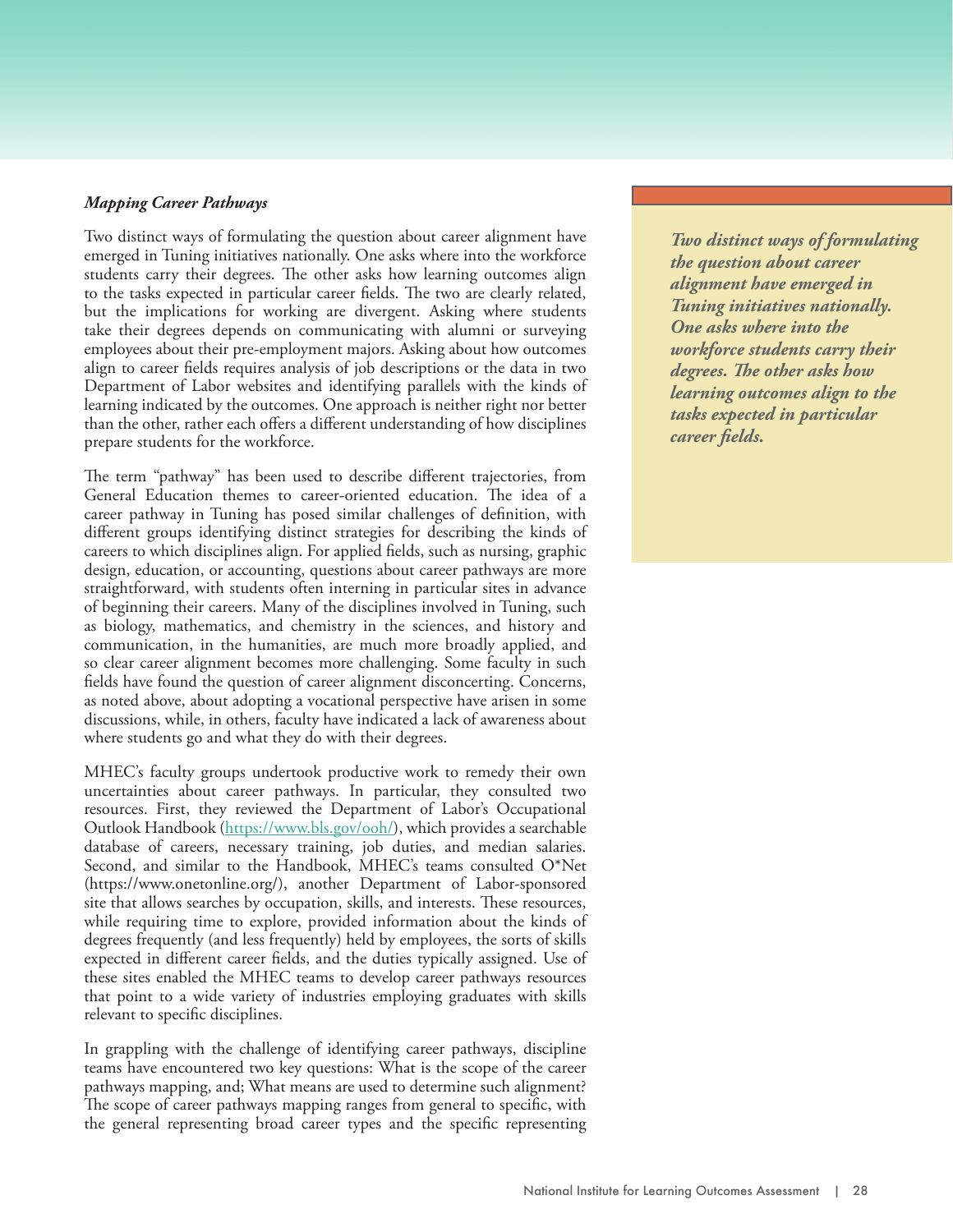### *Mapping Career Pathways*

Two distinct ways of formulating the question about career alignment have emerged in Tuning initiatives nationally. One asks where into the workforce students carry their degrees. The other asks how learning outcomes align to the tasks expected in particular career fields. The two are clearly related, but the implications for working are divergent. Asking where students take their degrees depends on communicating with alumni or surveying employees about their pre-employment majors. Asking about how outcomes align to career fields requires analysis of job descriptions or the data in two Department of Labor websites and identifying parallels with the kinds of learning indicated by the outcomes. One approach is neither right nor better than the other, rather each offers a different understanding of how disciplines prepare students for the workforce.

> ***Two distinct ways of formulating the question about career alignment have emerged in Tuning initiatives nationally. One asks where into the workforce students carry their degrees. The other asks how learning outcomes align to the tasks expected in particular career fields.***

The term "pathway" has been used to describe different trajectories, from General Education themes to career-oriented education. The idea of a career pathway in Tuning has posed similar challenges of definition, with different groups identifying distinct strategies for describing the kinds of careers to which disciplines align. For applied fields, such as nursing, graphic design, education, or accounting, questions about career pathways are more straightforward, with students often interning in particular sites in advance of beginning their careers. Many of the disciplines involved in Tuning, such as biology, mathematics, and chemistry in the sciences, and history and communication, in the humanities, are much more broadly applied, and so clear career alignment becomes more challenging. Some faculty in such fields have found the question of career alignment disconcerting. Concerns, as noted above, about adopting a vocational perspective have arisen in some discussions, while, in others, faculty have indicated a lack of awareness about where students go and what they do with their degrees.

MHEC's faculty groups undertook productive work to remedy their own uncertainties about career pathways. In particular, they consulted two resources. First, they reviewed the Department of Labor's Occupational Outlook Handbook (https://www.bls.gov/ooh/), which provides a searchable database of careers, necessary training, job duties, and median salaries. Second, and similar to the Handbook, MHEC's teams consulted O*Net (https://www.onetonline.org/), another Department of Labor-sponsored site that allows searches by occupation, skills, and interests. These resources, while requiring time to explore, provided information about the kinds of degrees frequently (and less frequently) held by employees, the sorts of skills expected in different career fields, and the duties typically assigned. Use of these sites enabled the MHEC teams to develop career pathways resources that point to a wide variety of industries employing graduates with skills relevant to specific disciplines.

In grappling with the challenge of identifying career pathways, discipline teams have encountered two key questions: What is the scope of the career pathways mapping, and; What means are used to determine such alignment? The scope of career pathways mapping ranges from general to specific, with the general representing broad career types and the specific representing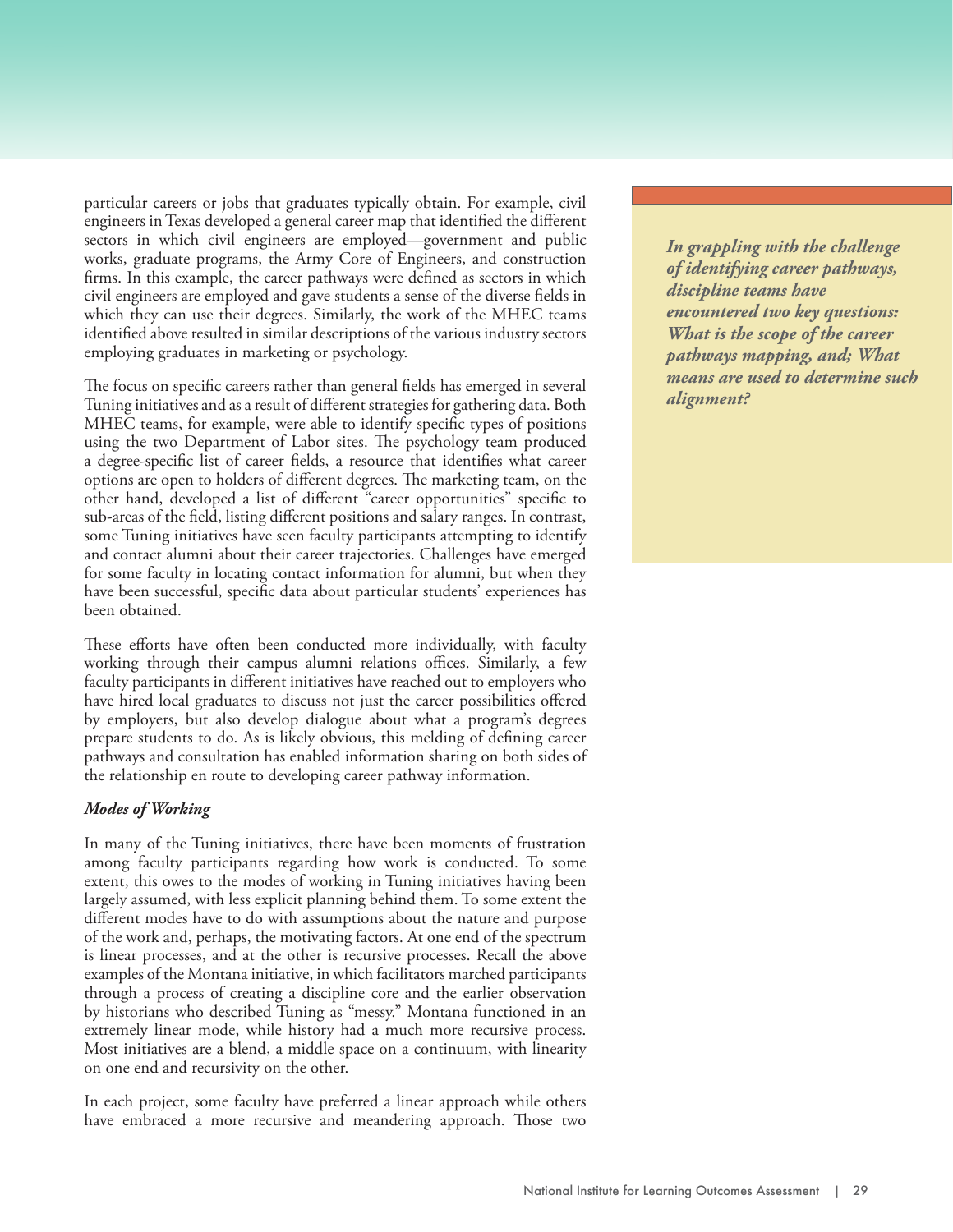particular careers or jobs that graduates typically obtain. For example, civil engineers in Texas developed a general career map that identified the different sectors in which civil engineers are employed—government and public works, graduate programs, the Army Core of Engineers, and construction firms. In this example, the career pathways were defined as sectors in which civil engineers are employed and gave students a sense of the diverse fields in which they can use their degrees. Similarly, the work of the MHEC teams identified above resulted in similar descriptions of the various industry sectors employing graduates in marketing or psychology.

The focus on specific careers rather than general fields has emerged in several Tuning initiatives and as a result of different strategies for gathering data. Both MHEC teams, for example, were able to identify specific types of positions using the two Department of Labor sites. The psychology team produced a degree-specific list of career fields, a resource that identifies what career options are open to holders of different degrees. The marketing team, on the other hand, developed a list of different "career opportunities" specific to sub-areas of the field, listing different positions and salary ranges. In contrast, some Tuning initiatives have seen faculty participants attempting to identify and contact alumni about their career trajectories. Challenges have emerged for some faculty in locating contact information for alumni, but when they have been successful, specific data about particular students' experiences has been obtained.

These efforts have often been conducted more individually, with faculty working through their campus alumni relations offices. Similarly, a few faculty participants in different initiatives have reached out to employers who have hired local graduates to discuss not just the career possibilities offered by employers, but also develop dialogue about what a program's degrees prepare students to do. As is likely obvious, this melding of defining career pathways and consultation has enabled information sharing on both sides of the relationship en route to developing career pathway information.

***In grappling with the challenge of identifying career pathways, discipline teams have encountered two key questions: What is the scope of the career pathways mapping, and; What means are used to determine such alignment?***

***Modes of Working***

In many of the Tuning initiatives, there have been moments of frustration among faculty participants regarding how work is conducted. To some extent, this owes to the modes of working in Tuning initiatives having been largely assumed, with less explicit planning behind them. To some extent the different modes have to do with assumptions about the nature and purpose of the work and, perhaps, the motivating factors. At one end of the spectrum is linear processes, and at the other is recursive processes. Recall the above examples of the Montana initiative, in which facilitators marched participants through a process of creating a discipline core and the earlier observation by historians who described Tuning as "messy." Montana functioned in an extremely linear mode, while history had a much more recursive process. Most initiatives are a blend, a middle space on a continuum, with linearity on one end and recursivity on the other.

In each project, some faculty have preferred a linear approach while others have embraced a more recursive and meandering approach. Those two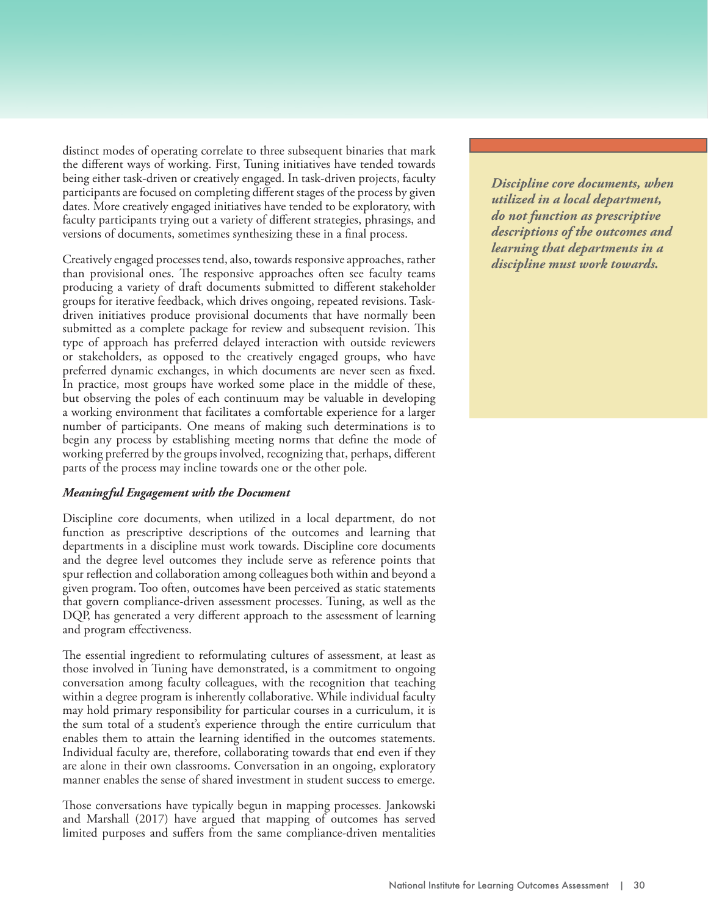distinct modes of operating correlate to three subsequent binaries that mark the different ways of working. First, Tuning initiatives have tended towards being either task-driven or creatively engaged. In task-driven projects, faculty participants are focused on completing different stages of the process by given dates. More creatively engaged initiatives have tended to be exploratory, with faculty participants trying out a variety of different strategies, phrasings, and versions of documents, sometimes synthesizing these in a final process.

Creatively engaged processes tend, also, towards responsive approaches, rather than provisional ones. The responsive approaches often see faculty teams producing a variety of draft documents submitted to different stakeholder groups for iterative feedback, which drives ongoing, repeated revisions. Task-driven initiatives produce provisional documents that have normally been submitted as a complete package for review and subsequent revision. This type of approach has preferred delayed interaction with outside reviewers or stakeholders, as opposed to the creatively engaged groups, who have preferred dynamic exchanges, in which documents are never seen as fixed. In practice, most groups have worked some place in the middle of these, but observing the poles of each continuum may be valuable in developing a working environment that facilitates a comfortable experience for a larger number of participants. One means of making such determinations is to begin any process by establishing meeting norms that define the mode of working preferred by the groups involved, recognizing that, perhaps, different parts of the process may incline towards one or the other pole.

***Discipline core documents, when utilized in a local department, do not function as prescriptive descriptions of the outcomes and learning that departments in a discipline must work towards.***

### *Meaningful Engagement with the Document*

Discipline core documents, when utilized in a local department, do not function as prescriptive descriptions of the outcomes and learning that departments in a discipline must work towards. Discipline core documents and the degree level outcomes they include serve as reference points that spur reflection and collaboration among colleagues both within and beyond a given program. Too often, outcomes have been perceived as static statements that govern compliance-driven assessment processes. Tuning, as well as the DQP, has generated a very different approach to the assessment of learning and program effectiveness.

The essential ingredient to reformulating cultures of assessment, at least as those involved in Tuning have demonstrated, is a commitment to ongoing conversation among faculty colleagues, with the recognition that teaching within a degree program is inherently collaborative. While individual faculty may hold primary responsibility for particular courses in a curriculum, it is the sum total of a student's experience through the entire curriculum that enables them to attain the learning identified in the outcomes statements. Individual faculty are, therefore, collaborating towards that end even if they are alone in their own classrooms. Conversation in an ongoing, exploratory manner enables the sense of shared investment in student success to emerge.

Those conversations have typically begun in mapping processes. Jankowski and Marshall (2017) have argued that mapping of outcomes has served limited purposes and suffers from the same compliance-driven mentalities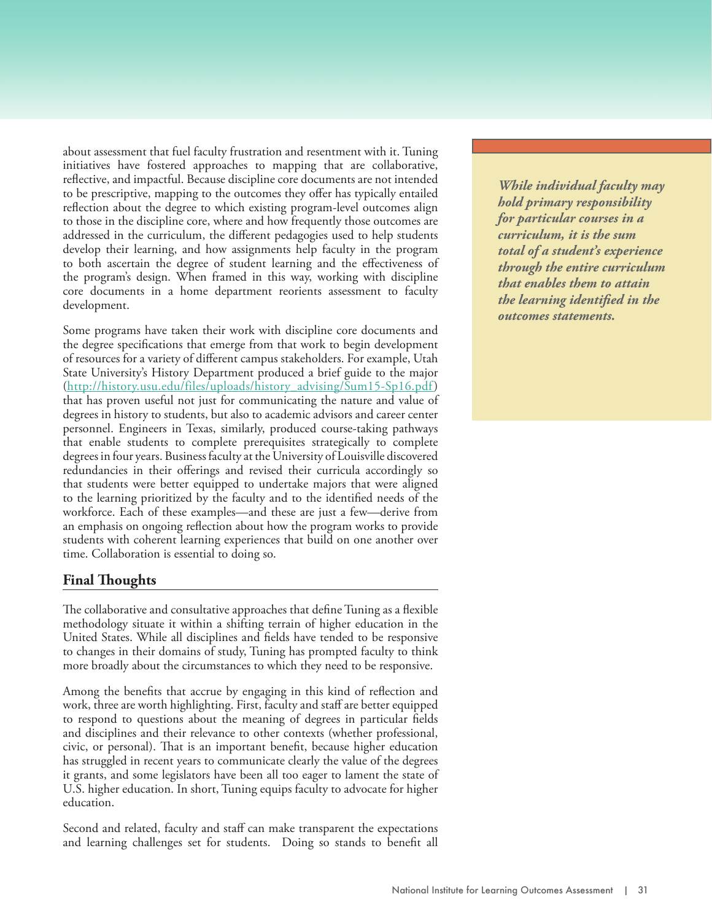about assessment that fuel faculty frustration and resentment with it. Tuning initiatives have fostered approaches to mapping that are collaborative, reflective, and impactful. Because discipline core documents are not intended to be prescriptive, mapping to the outcomes they offer has typically entailed reflection about the degree to which existing program-level outcomes align to those in the discipline core, where and how frequently those outcomes are addressed in the curriculum, the different pedagogies used to help students develop their learning, and how assignments help faculty in the program to both ascertain the degree of student learning and the effectiveness of the program's design. When framed in this way, working with discipline core documents in a home department reorients assessment to faculty development.

***While individual faculty may hold primary responsibility for particular courses in a curriculum, it is the sum total of a student's experience through the entire curriculum that enables them to attain the learning identified in the outcomes statements.***

Some programs have taken their work with discipline core documents and the degree specifications that emerge from that work to begin development of resources for a variety of different campus stakeholders. For example, Utah State University's History Department produced a brief guide to the major (http://history.usu.edu/files/uploads/history_advising/Sum15-Sp16.pdf) that has proven useful not just for communicating the nature and value of degrees in history to students, but also to academic advisors and career center personnel. Engineers in Texas, similarly, produced course-taking pathways that enable students to complete prerequisites strategically to complete degrees in four years. Business faculty at the University of Louisville discovered redundancies in their offerings and revised their curricula accordingly so that students were better equipped to undertake majors that were aligned to the learning prioritized by the faculty and to the identified needs of the workforce. Each of these examples—and these are just a few—derive from an emphasis on ongoing reflection about how the program works to provide students with coherent learning experiences that build on one another over time. Collaboration is essential to doing so.

## Final Thoughts

The collaborative and consultative approaches that define Tuning as a flexible methodology situate it within a shifting terrain of higher education in the United States. While all disciplines and fields have tended to be responsive to changes in their domains of study, Tuning has prompted faculty to think more broadly about the circumstances to which they need to be responsive.

Among the benefits that accrue by engaging in this kind of reflection and work, three are worth highlighting. First, faculty and staff are better equipped to respond to questions about the meaning of degrees in particular fields and disciplines and their relevance to other contexts (whether professional, civic, or personal). That is an important benefit, because higher education has struggled in recent years to communicate clearly the value of the degrees it grants, and some legislators have been all too eager to lament the state of U.S. higher education. In short, Tuning equips faculty to advocate for higher education.

Second and related, faculty and staff can make transparent the expectations and learning challenges set for students. Doing so stands to benefit all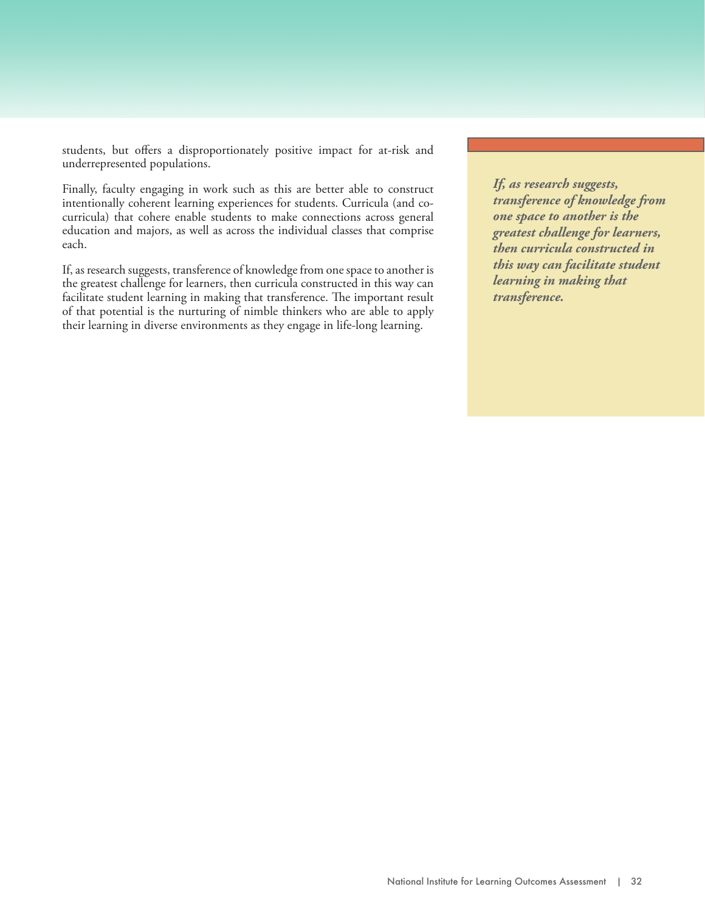students, but offers a disproportionately positive impact for at-risk and underrepresented populations.

Finally, faculty engaging in work such as this are better able to construct intentionally coherent learning experiences for students. Curricula (and co-curricula) that cohere enable students to make connections across general education and majors, as well as across the individual classes that comprise each.

If, as research suggests, transference of knowledge from one space to another is the greatest challenge for learners, then curricula constructed in this way can facilitate student learning in making that transference. The important result of that potential is the nurturing of nimble thinkers who are able to apply their learning in diverse environments as they engage in life-long learning.

***If, as research suggests, transference of knowledge from one space to another is the greatest challenge for learners, then curricula constructed in this way can facilitate student learning in making that transference.***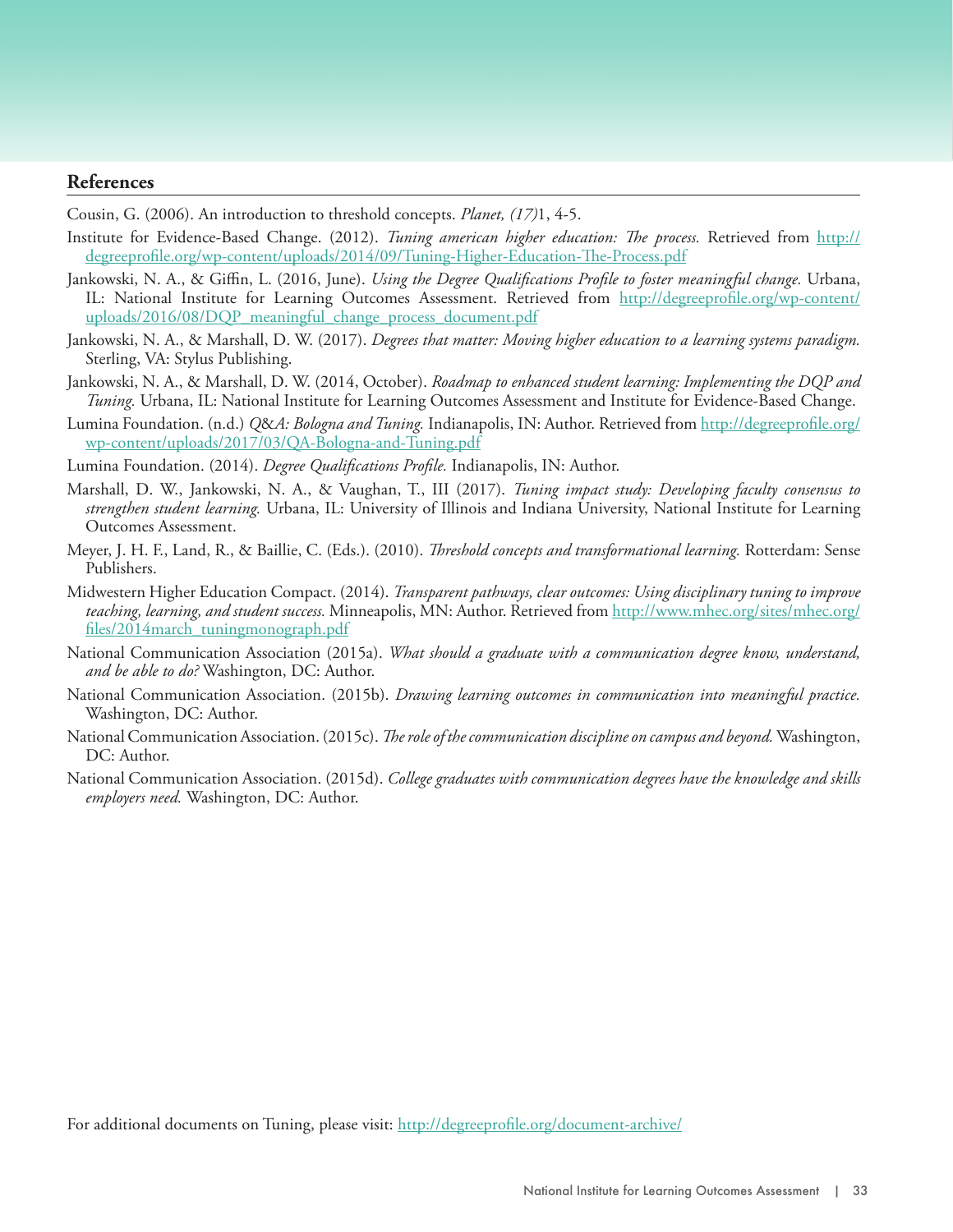## References

Cousin, G. (2006). An introduction to threshold concepts. *Planet, (17)*1, 4-5.

Institute for Evidence-Based Change. (2012). *Tuning american higher education: The process.* Retrieved from http://degreeprofile.org/wp-content/uploads/2014/09/Tuning-Higher-Education-The-Process.pdf

Jankowski, N. A., & Giffin, L. (2016, June). *Using the Degree Qualifications Profile to foster meaningful change.* Urbana, IL: National Institute for Learning Outcomes Assessment. Retrieved from http://degreeprofile.org/wp-content/uploads/2016/08/DQP_meaningful_change_process_document.pdf

Jankowski, N. A., & Marshall, D. W. (2017). *Degrees that matter: Moving higher education to a learning systems paradigm.* Sterling, VA: Stylus Publishing.

Jankowski, N. A., & Marshall, D. W. (2014, October). *Roadmap to enhanced student learning: Implementing the DQP and Tuning.* Urbana, IL: National Institute for Learning Outcomes Assessment and Institute for Evidence-Based Change.

Lumina Foundation. (n.d.) *Q&A: Bologna and Tuning.* Indianapolis, IN: Author. Retrieved from http://degreeprofile.org/wp-content/uploads/2017/03/QA-Bologna-and-Tuning.pdf

Lumina Foundation. (2014). *Degree Qualifications Profile.* Indianapolis, IN: Author.

Marshall, D. W., Jankowski, N. A., & Vaughan, T., III (2017). *Tuning impact study: Developing faculty consensus to strengthen student learning.* Urbana, IL: University of Illinois and Indiana University, National Institute for Learning Outcomes Assessment.

Meyer, J. H. F., Land, R., & Baillie, C. (Eds.). (2010). *Threshold concepts and transformational learning.* Rotterdam: Sense Publishers.

Midwestern Higher Education Compact. (2014). *Transparent pathways, clear outcomes: Using disciplinary tuning to improve teaching, learning, and student success.* Minneapolis, MN: Author. Retrieved from http://www.mhec.org/sites/mhec.org/files/2014march_tuningmonograph.pdf

National Communication Association (2015a). *What should a graduate with a communication degree know, understand, and be able to do?* Washington, DC: Author.

National Communication Association. (2015b). *Drawing learning outcomes in communication into meaningful practice.* Washington, DC: Author.

National Communication Association. (2015c). *The role of the communication discipline on campus and beyond.* Washington, DC: Author.

National Communication Association. (2015d). *College graduates with communication degrees have the knowledge and skills employers need.* Washington, DC: Author.

For additional documents on Tuning, please visit: http://degreeprofile.org/document-archive/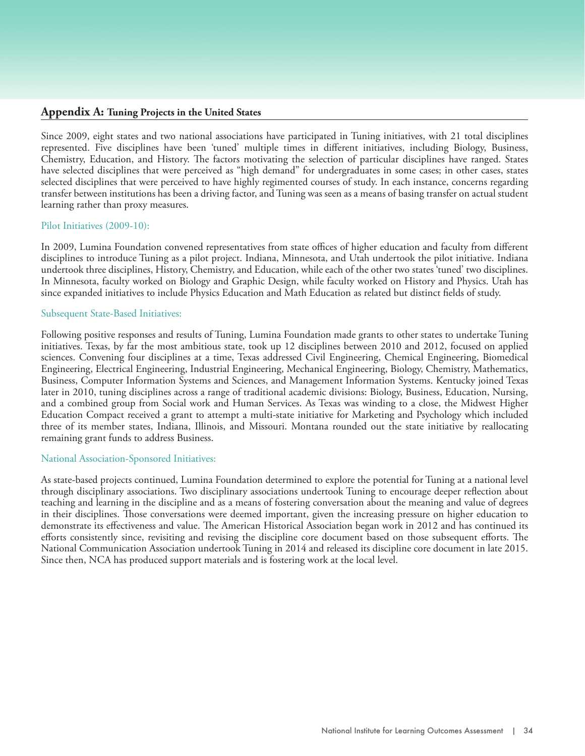## **Appendix A:** Tuning Projects in the United States

Since 2009, eight states and two national associations have participated in Tuning initiatives, with 21 total disciplines represented. Five disciplines have been 'tuned' multiple times in different initiatives, including Biology, Business, Chemistry, Education, and History. The factors motivating the selection of particular disciplines have ranged. States have selected disciplines that were perceived as "high demand" for undergraduates in some cases; in other cases, states selected disciplines that were perceived to have highly regimented courses of study. In each instance, concerns regarding transfer between institutions has been a driving factor, and Tuning was seen as a means of basing transfer on actual student learning rather than proxy measures.

### Pilot Initiatives (2009-10):

In 2009, Lumina Foundation convened representatives from state offices of higher education and faculty from different disciplines to introduce Tuning as a pilot project. Indiana, Minnesota, and Utah undertook the pilot initiative. Indiana undertook three disciplines, History, Chemistry, and Education, while each of the other two states 'tuned' two disciplines. In Minnesota, faculty worked on Biology and Graphic Design, while faculty worked on History and Physics. Utah has since expanded initiatives to include Physics Education and Math Education as related but distinct fields of study.

### Subsequent State-Based Initiatives:

Following positive responses and results of Tuning, Lumina Foundation made grants to other states to undertake Tuning initiatives. Texas, by far the most ambitious state, took up 12 disciplines between 2010 and 2012, focused on applied sciences. Convening four disciplines at a time, Texas addressed Civil Engineering, Chemical Engineering, Biomedical Engineering, Electrical Engineering, Industrial Engineering, Mechanical Engineering, Biology, Chemistry, Mathematics, Business, Computer Information Systems and Sciences, and Management Information Systems. Kentucky joined Texas later in 2010, tuning disciplines across a range of traditional academic divisions: Biology, Business, Education, Nursing, and a combined group from Social work and Human Services. As Texas was winding to a close, the Midwest Higher Education Compact received a grant to attempt a multi-state initiative for Marketing and Psychology which included three of its member states, Indiana, Illinois, and Missouri. Montana rounded out the state initiative by reallocating remaining grant funds to address Business.

### National Association-Sponsored Initiatives:

As state-based projects continued, Lumina Foundation determined to explore the potential for Tuning at a national level through disciplinary associations. Two disciplinary associations undertook Tuning to encourage deeper reflection about teaching and learning in the discipline and as a means of fostering conversation about the meaning and value of degrees in their disciplines. Those conversations were deemed important, given the increasing pressure on higher education to demonstrate its effectiveness and value. The American Historical Association began work in 2012 and has continued its efforts consistently since, revisiting and revising the discipline core document based on those subsequent efforts. The National Communication Association undertook Tuning in 2014 and released its discipline core document in late 2015. Since then, NCA has produced support materials and is fostering work at the local level.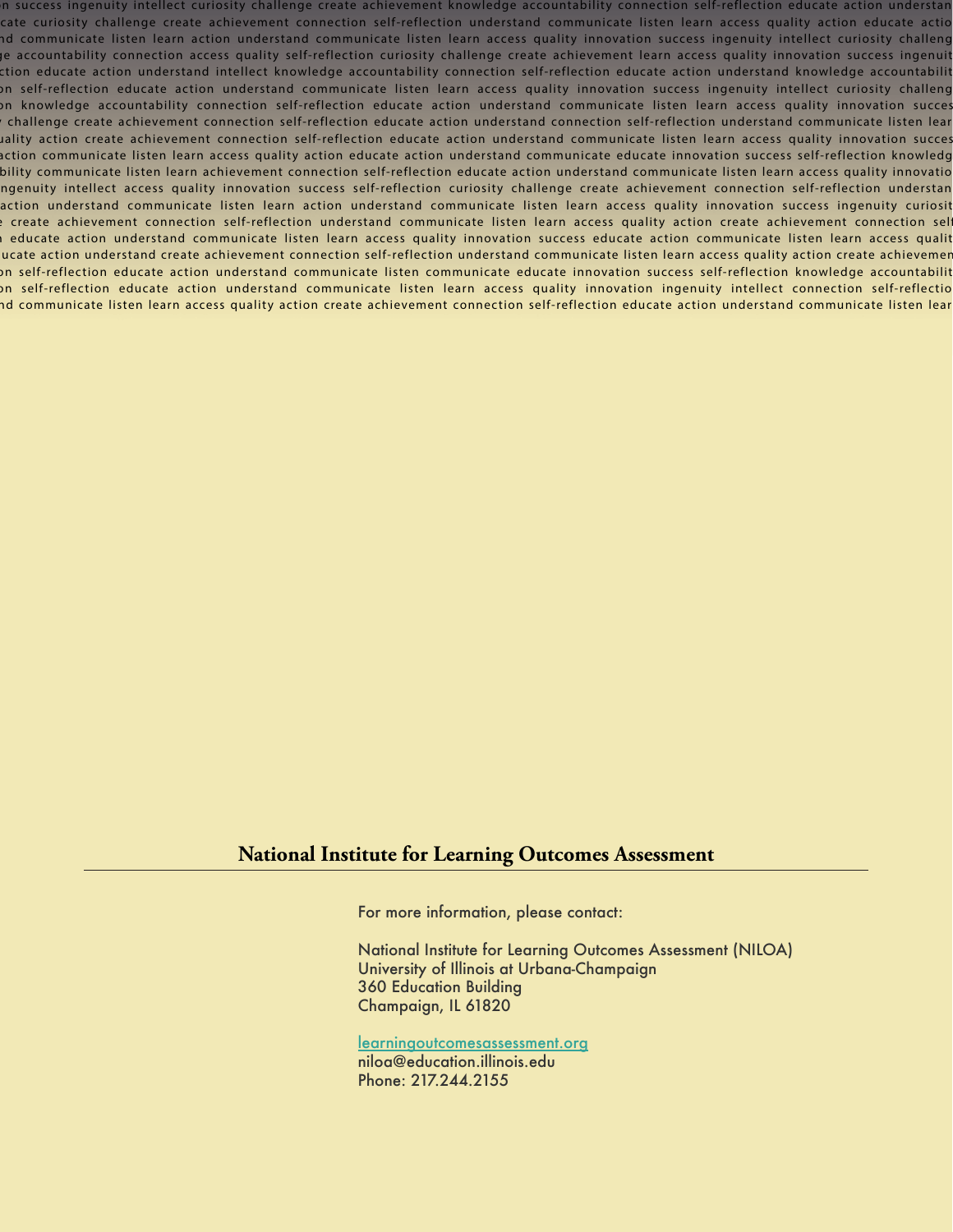**National Institute for Learning Outcomes Assessment**

For more information, please contact:

National Institute for Learning Outcomes Assessment (NILOA)
University of Illinois at Urbana-Champaign
360 Education Building
Champaign, IL 61820

learningoutcomesassessment.org
niloa@education.illinois.edu
Phone: 217.244.2155